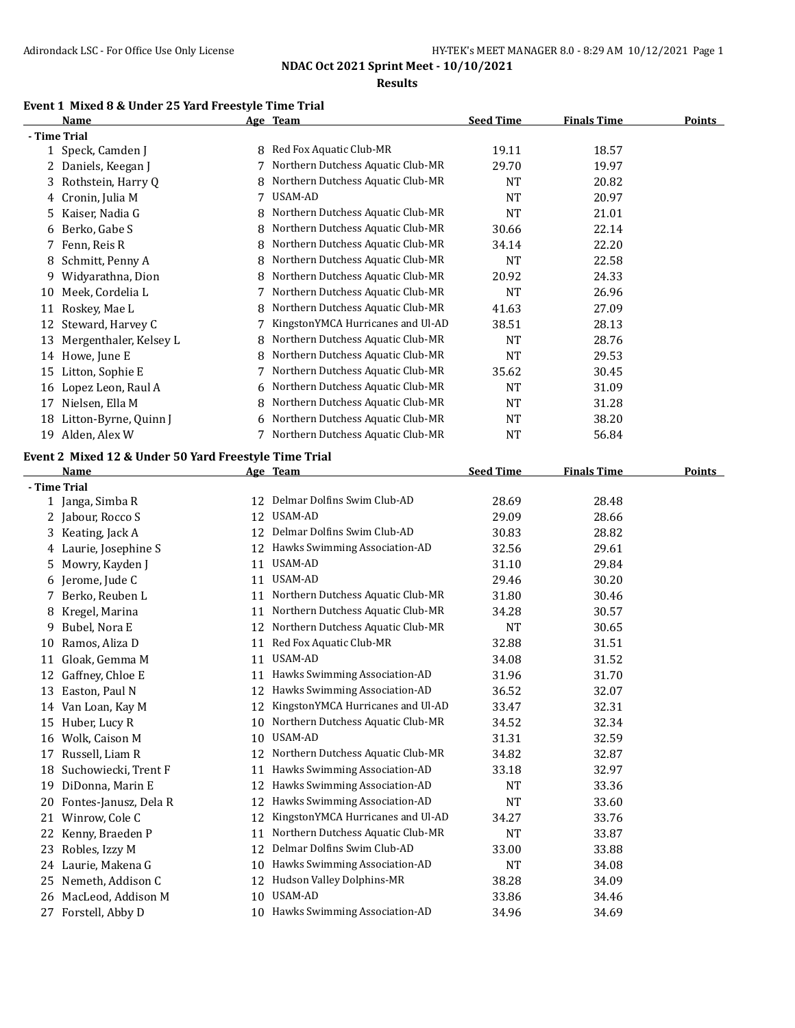**NDAC Oct 2021 Sprint Meet - 10/10/2021**

**Results**

### Event 1 Mixed 8 & Under 25 Yard Freestyle Time Trial

| | Name | Age | Team | Seed Time | Finals Time | Points |
|---|---|---|---|---|---|---|
| **- Time Trial** | | | | | | |
| 1 | Speck, Camden J | 8 | Red Fox Aquatic Club-MR | 19.11 | 18.57 | |
| 2 | Daniels, Keegan J | 7 | Northern Dutchess Aquatic Club-MR | 29.70 | 19.97 | |
| 3 | Rothstein, Harry Q | 8 | Northern Dutchess Aquatic Club-MR | NT | 20.82 | |
| 4 | Cronin, Julia M | 7 | USAM-AD | NT | 20.97 | |
| 5 | Kaiser, Nadia G | 8 | Northern Dutchess Aquatic Club-MR | NT | 21.01 | |
| 6 | Berko, Gabe S | 8 | Northern Dutchess Aquatic Club-MR | 30.66 | 22.14 | |
| 7 | Fenn, Reis R | 8 | Northern Dutchess Aquatic Club-MR | 34.14 | 22.20 | |
| 8 | Schmitt, Penny A | 8 | Northern Dutchess Aquatic Club-MR | NT | 22.58 | |
| 9 | Widyarathna, Dion | 8 | Northern Dutchess Aquatic Club-MR | 20.92 | 24.33 | |
| 10 | Meek, Cordelia L | 7 | Northern Dutchess Aquatic Club-MR | NT | 26.96 | |
| 11 | Roskey, Mae L | 8 | Northern Dutchess Aquatic Club-MR | 41.63 | 27.09 | |
| 12 | Steward, Harvey C | 7 | KingstonYMCA Hurricanes and Ul-AD | 38.51 | 28.13 | |
| 13 | Mergenthaler, Kelsey L | 8 | Northern Dutchess Aquatic Club-MR | NT | 28.76 | |
| 14 | Howe, June E | 8 | Northern Dutchess Aquatic Club-MR | NT | 29.53 | |
| 15 | Litton, Sophie E | 7 | Northern Dutchess Aquatic Club-MR | 35.62 | 30.45 | |
| 16 | Lopez Leon, Raul A | 6 | Northern Dutchess Aquatic Club-MR | NT | 31.09 | |
| 17 | Nielsen, Ella M | 8 | Northern Dutchess Aquatic Club-MR | NT | 31.28 | |
| 18 | Litton-Byrne, Quinn J | 6 | Northern Dutchess Aquatic Club-MR | NT | 38.20 | |
| 19 | Alden, Alex W | 7 | Northern Dutchess Aquatic Club-MR | NT | 56.84 | |

### Event 2 Mixed 12 & Under 50 Yard Freestyle Time Trial

| | Name | Age | Team | Seed Time | Finals Time | Points |
|---|---|---|---|---|---|---|
| **- Time Trial** | | | | | | |
| 1 | Janga, Simba R | 12 | Delmar Dolfins Swim Club-AD | 28.69 | 28.48 | |
| 2 | Jabour, Rocco S | 12 | USAM-AD | 29.09 | 28.66 | |
| 3 | Keating, Jack A | 12 | Delmar Dolfins Swim Club-AD | 30.83 | 28.82 | |
| 4 | Laurie, Josephine S | 12 | Hawks Swimming Association-AD | 32.56 | 29.61 | |
| 5 | Mowry, Kayden J | 11 | USAM-AD | 31.10 | 29.84 | |
| 6 | Jerome, Jude C | 11 | USAM-AD | 29.46 | 30.20 | |
| 7 | Berko, Reuben L | 11 | Northern Dutchess Aquatic Club-MR | 31.80 | 30.46 | |
| 8 | Kregel, Marina | 11 | Northern Dutchess Aquatic Club-MR | 34.28 | 30.57 | |
| 9 | Bubel, Nora E | 12 | Northern Dutchess Aquatic Club-MR | NT | 30.65 | |
| 10 | Ramos, Aliza D | 11 | Red Fox Aquatic Club-MR | 32.88 | 31.51 | |
| 11 | Gloak, Gemma M | 11 | USAM-AD | 34.08 | 31.52 | |
| 12 | Gaffney, Chloe E | 11 | Hawks Swimming Association-AD | 31.96 | 31.70 | |
| 13 | Easton, Paul N | 12 | Hawks Swimming Association-AD | 36.52 | 32.07 | |
| 14 | Van Loan, Kay M | 12 | KingstonYMCA Hurricanes and Ul-AD | 33.47 | 32.31 | |
| 15 | Huber, Lucy R | 10 | Northern Dutchess Aquatic Club-MR | 34.52 | 32.34 | |
| 16 | Wolk, Caison M | 10 | USAM-AD | 31.31 | 32.59 | |
| 17 | Russell, Liam R | 12 | Northern Dutchess Aquatic Club-MR | 34.82 | 32.87 | |
| 18 | Suchowiecki, Trent F | 11 | Hawks Swimming Association-AD | 33.18 | 32.97 | |
| 19 | DiDonna, Marin E | 12 | Hawks Swimming Association-AD | NT | 33.36 | |
| 20 | Fontes-Janusz, Dela R | 12 | Hawks Swimming Association-AD | NT | 33.60 | |
| 21 | Winrow, Cole C | 12 | KingstonYMCA Hurricanes and Ul-AD | 34.27 | 33.76 | |
| 22 | Kenny, Braeden P | 11 | Northern Dutchess Aquatic Club-MR | NT | 33.87 | |
| 23 | Robles, Izzy M | 12 | Delmar Dolfins Swim Club-AD | 33.00 | 33.88 | |
| 24 | Laurie, Makena G | 10 | Hawks Swimming Association-AD | NT | 34.08 | |
| 25 | Nemeth, Addison C | 12 | Hudson Valley Dolphins-MR | 38.28 | 34.09 | |
| 26 | MacLeod, Addison M | 10 | USAM-AD | 33.86 | 34.46 | |
| 27 | Forstell, Abby D | 10 | Hawks Swimming Association-AD | 34.96 | 34.69 | |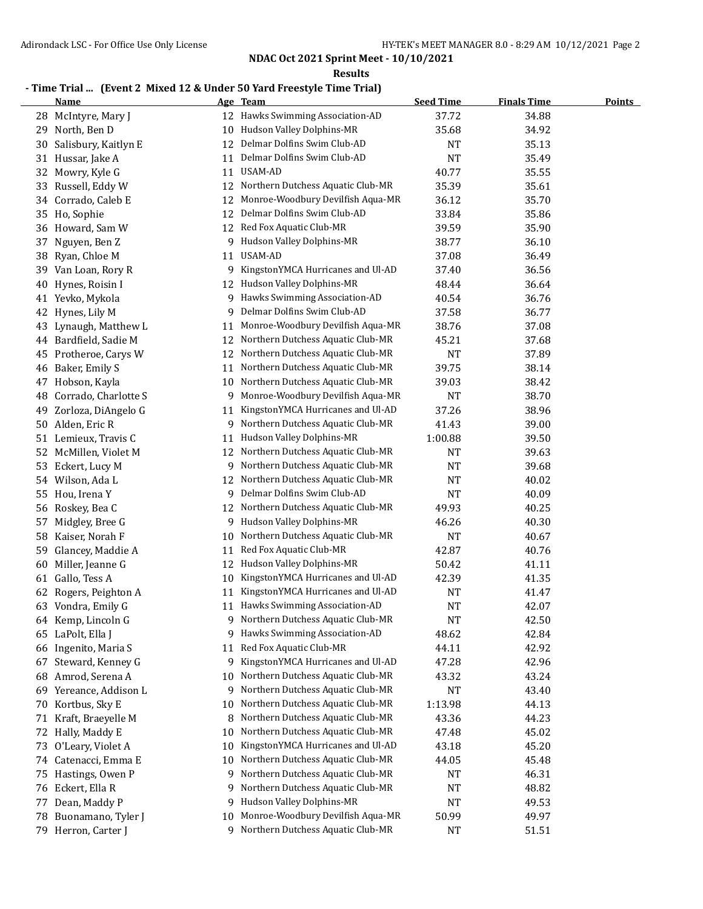## NDAC Oct 2021 Sprint Meet - 10/10/2021

### Results

**- Time Trial ... (Event 2 Mixed 12 & Under 50 Yard Freestyle Time Trial)**

| | Name | Age | Team | Seed Time | Finals Time | Points |
|---|---|---|---|---|---|---|
| 28 | McIntyre, Mary J | 12 | Hawks Swimming Association-AD | 37.72 | 34.88 | |
| 29 | North, Ben D | 10 | Hudson Valley Dolphins-MR | 35.68 | 34.92 | |
| 30 | Salisbury, Kaitlyn E | 12 | Delmar Dolfins Swim Club-AD | NT | 35.13 | |
| 31 | Hussar, Jake A | 11 | Delmar Dolfins Swim Club-AD | NT | 35.49 | |
| 32 | Mowry, Kyle G | 11 | USAM-AD | 40.77 | 35.55 | |
| 33 | Russell, Eddy W | 12 | Northern Dutchess Aquatic Club-MR | 35.39 | 35.61 | |
| 34 | Corrado, Caleb E | 12 | Monroe-Woodbury Devilfish Aqua-MR | 36.12 | 35.70 | |
| 35 | Ho, Sophie | 12 | Delmar Dolfins Swim Club-AD | 33.84 | 35.86 | |
| 36 | Howard, Sam W | 12 | Red Fox Aquatic Club-MR | 39.59 | 35.90 | |
| 37 | Nguyen, Ben Z | 9 | Hudson Valley Dolphins-MR | 38.77 | 36.10 | |
| 38 | Ryan, Chloe M | 11 | USAM-AD | 37.08 | 36.49 | |
| 39 | Van Loan, Rory R | 9 | KingstonYMCA Hurricanes and Ul-AD | 37.40 | 36.56 | |
| 40 | Hynes, Roisin I | 12 | Hudson Valley Dolphins-MR | 48.44 | 36.64 | |
| 41 | Yevko, Mykola | 9 | Hawks Swimming Association-AD | 40.54 | 36.76 | |
| 42 | Hynes, Lily M | 9 | Delmar Dolfins Swim Club-AD | 37.58 | 36.77 | |
| 43 | Lynaugh, Matthew L | 11 | Monroe-Woodbury Devilfish Aqua-MR | 38.76 | 37.08 | |
| 44 | Bardfield, Sadie M | 12 | Northern Dutchess Aquatic Club-MR | 45.21 | 37.68 | |
| 45 | Protheroe, Carys W | 12 | Northern Dutchess Aquatic Club-MR | NT | 37.89 | |
| 46 | Baker, Emily S | 11 | Northern Dutchess Aquatic Club-MR | 39.75 | 38.14 | |
| 47 | Hobson, Kayla | 10 | Northern Dutchess Aquatic Club-MR | 39.03 | 38.42 | |
| 48 | Corrado, Charlotte S | 9 | Monroe-Woodbury Devilfish Aqua-MR | NT | 38.70 | |
| 49 | Zorloza, DiAngelo G | 11 | KingstonYMCA Hurricanes and Ul-AD | 37.26 | 38.96 | |
| 50 | Alden, Eric R | 9 | Northern Dutchess Aquatic Club-MR | 41.43 | 39.00 | |
| 51 | Lemieux, Travis C | 11 | Hudson Valley Dolphins-MR | 1:00.88 | 39.50 | |
| 52 | McMillen, Violet M | 12 | Northern Dutchess Aquatic Club-MR | NT | 39.63 | |
| 53 | Eckert, Lucy M | 9 | Northern Dutchess Aquatic Club-MR | NT | 39.68 | |
| 54 | Wilson, Ada L | 12 | Northern Dutchess Aquatic Club-MR | NT | 40.02 | |
| 55 | Hou, Irena Y | 9 | Delmar Dolfins Swim Club-AD | NT | 40.09 | |
| 56 | Roskey, Bea C | 12 | Northern Dutchess Aquatic Club-MR | 49.93 | 40.25 | |
| 57 | Midgley, Bree G | 9 | Hudson Valley Dolphins-MR | 46.26 | 40.30 | |
| 58 | Kaiser, Norah F | 10 | Northern Dutchess Aquatic Club-MR | NT | 40.67 | |
| 59 | Glancey, Maddie A | 11 | Red Fox Aquatic Club-MR | 42.87 | 40.76 | |
| 60 | Miller, Jeanne G | 12 | Hudson Valley Dolphins-MR | 50.42 | 41.11 | |
| 61 | Gallo, Tess A | 10 | KingstonYMCA Hurricanes and Ul-AD | 42.39 | 41.35 | |
| 62 | Rogers, Peighton A | 11 | KingstonYMCA Hurricanes and Ul-AD | NT | 41.47 | |
| 63 | Vondra, Emily G | 11 | Hawks Swimming Association-AD | NT | 42.07 | |
| 64 | Kemp, Lincoln G | 9 | Northern Dutchess Aquatic Club-MR | NT | 42.50 | |
| 65 | LaPolt, Ella J | 9 | Hawks Swimming Association-AD | 48.62 | 42.84 | |
| 66 | Ingenito, Maria S | 11 | Red Fox Aquatic Club-MR | 44.11 | 42.92 | |
| 67 | Steward, Kenney G | 9 | KingstonYMCA Hurricanes and Ul-AD | 47.28 | 42.96 | |
| 68 | Amrod, Serena A | 10 | Northern Dutchess Aquatic Club-MR | 43.32 | 43.24 | |
| 69 | Yereance, Addison L | 9 | Northern Dutchess Aquatic Club-MR | NT | 43.40 | |
| 70 | Kortbus, Sky E | 10 | Northern Dutchess Aquatic Club-MR | 1:13.98 | 44.13 | |
| 71 | Kraft, Braeyelle M | 8 | Northern Dutchess Aquatic Club-MR | 43.36 | 44.23 | |
| 72 | Hally, Maddy E | 10 | Northern Dutchess Aquatic Club-MR | 47.48 | 45.02 | |
| 73 | O'Leary, Violet A | 10 | KingstonYMCA Hurricanes and Ul-AD | 43.18 | 45.20 | |
| 74 | Catenacci, Emma E | 10 | Northern Dutchess Aquatic Club-MR | 44.05 | 45.48 | |
| 75 | Hastings, Owen P | 9 | Northern Dutchess Aquatic Club-MR | NT | 46.31 | |
| 76 | Eckert, Ella R | 9 | Northern Dutchess Aquatic Club-MR | NT | 48.82 | |
| 77 | Dean, Maddy P | 9 | Hudson Valley Dolphins-MR | NT | 49.53 | |
| 78 | Buonamano, Tyler J | 10 | Monroe-Woodbury Devilfish Aqua-MR | 50.99 | 49.97 | |
| 79 | Herron, Carter J | 9 | Northern Dutchess Aquatic Club-MR | NT | 51.51 | |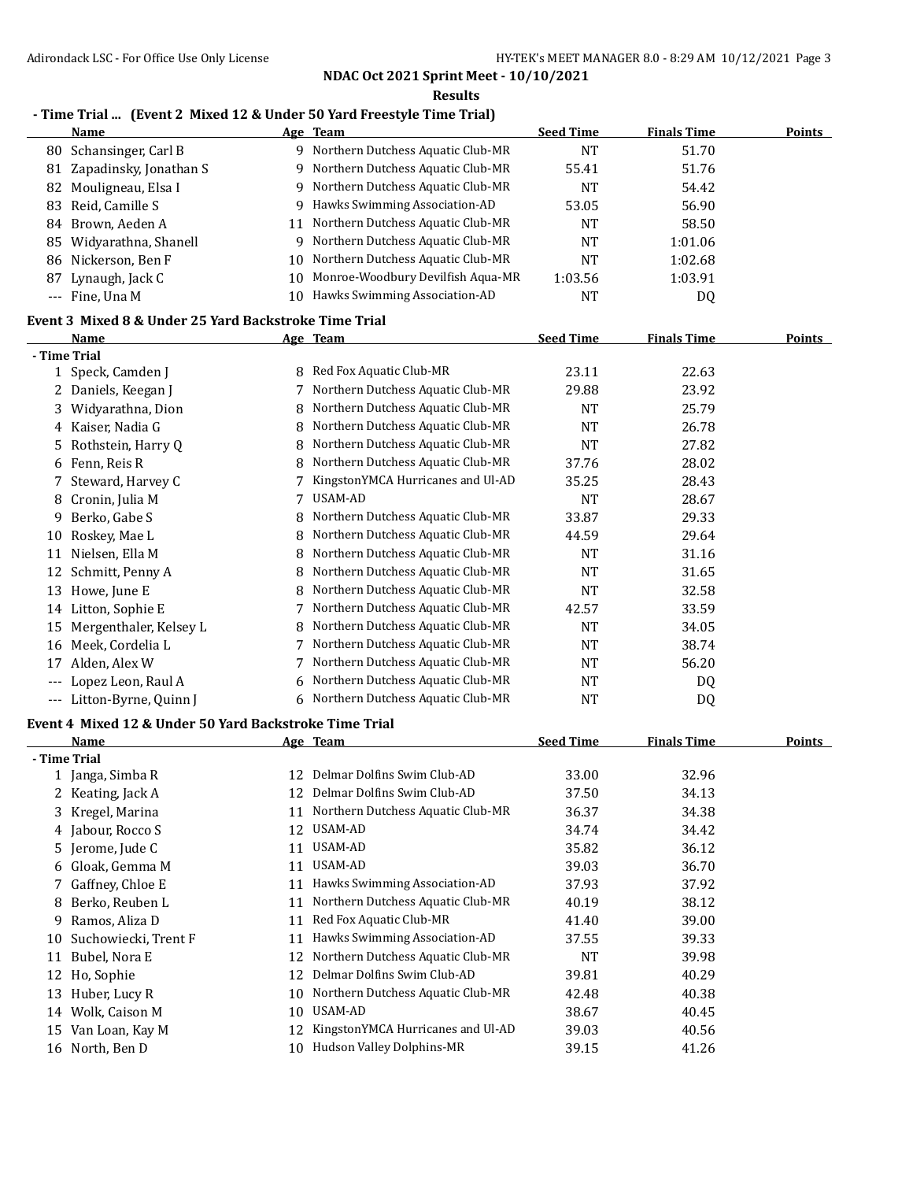NDAC Oct 2021 Sprint Meet - 10/10/2021

Results

## - Time Trial ... (Event 2 Mixed 12 & Under 50 Yard Freestyle Time Trial)

| | Name | Age | Team | Seed Time | Finals Time | Points |
|---|---|---|---|---|---|---|
| 80 | Schansinger, Carl B | 9 | Northern Dutchess Aquatic Club-MR | NT | 51.70 | |
| 81 | Zapadinsky, Jonathan S | 9 | Northern Dutchess Aquatic Club-MR | 55.41 | 51.76 | |
| 82 | Mouligneau, Elsa I | 9 | Northern Dutchess Aquatic Club-MR | NT | 54.42 | |
| 83 | Reid, Camille S | 9 | Hawks Swimming Association-AD | 53.05 | 56.90 | |
| 84 | Brown, Aeden A | 11 | Northern Dutchess Aquatic Club-MR | NT | 58.50 | |
| 85 | Widyarathna, Shanell | 9 | Northern Dutchess Aquatic Club-MR | NT | 1:01.06 | |
| 86 | Nickerson, Ben F | 10 | Northern Dutchess Aquatic Club-MR | NT | 1:02.68 | |
| 87 | Lynaugh, Jack C | 10 | Monroe-Woodbury Devilfish Aqua-MR | 1:03.56 | 1:03.91 | |
| --- | Fine, Una M | 10 | Hawks Swimming Association-AD | NT | DQ | |

## Event 3 Mixed 8 & Under 25 Yard Backstroke Time Trial

| | Name | Age | Team | Seed Time | Finals Time | Points |
|---|---|---|---|---|---|---|
| **- Time Trial** | | | | | | |
| 1 | Speck, Camden J | 8 | Red Fox Aquatic Club-MR | 23.11 | 22.63 | |
| 2 | Daniels, Keegan J | 7 | Northern Dutchess Aquatic Club-MR | 29.88 | 23.92 | |
| 3 | Widyarathna, Dion | 8 | Northern Dutchess Aquatic Club-MR | NT | 25.79 | |
| 4 | Kaiser, Nadia G | 8 | Northern Dutchess Aquatic Club-MR | NT | 26.78 | |
| 5 | Rothstein, Harry Q | 8 | Northern Dutchess Aquatic Club-MR | NT | 27.82 | |
| 6 | Fenn, Reis R | 8 | Northern Dutchess Aquatic Club-MR | 37.76 | 28.02 | |
| 7 | Steward, Harvey C | 7 | KingstonYMCA Hurricanes and Ul-AD | 35.25 | 28.43 | |
| 8 | Cronin, Julia M | 7 | USAM-AD | NT | 28.67 | |
| 9 | Berko, Gabe S | 8 | Northern Dutchess Aquatic Club-MR | 33.87 | 29.33 | |
| 10 | Roskey, Mae L | 8 | Northern Dutchess Aquatic Club-MR | 44.59 | 29.64 | |
| 11 | Nielsen, Ella M | 8 | Northern Dutchess Aquatic Club-MR | NT | 31.16 | |
| 12 | Schmitt, Penny A | 8 | Northern Dutchess Aquatic Club-MR | NT | 31.65 | |
| 13 | Howe, June E | 8 | Northern Dutchess Aquatic Club-MR | NT | 32.58 | |
| 14 | Litton, Sophie E | 7 | Northern Dutchess Aquatic Club-MR | 42.57 | 33.59 | |
| 15 | Mergenthaler, Kelsey L | 8 | Northern Dutchess Aquatic Club-MR | NT | 34.05 | |
| 16 | Meek, Cordelia L | 7 | Northern Dutchess Aquatic Club-MR | NT | 38.74 | |
| 17 | Alden, Alex W | 7 | Northern Dutchess Aquatic Club-MR | NT | 56.20 | |
| --- | Lopez Leon, Raul A | 6 | Northern Dutchess Aquatic Club-MR | NT | DQ | |
| --- | Litton-Byrne, Quinn J | 6 | Northern Dutchess Aquatic Club-MR | NT | DQ | |

## Event 4 Mixed 12 & Under 50 Yard Backstroke Time Trial

| | Name | Age | Team | Seed Time | Finals Time | Points |
|---|---|---|---|---|---|---|
| **- Time Trial** | | | | | | |
| 1 | Janga, Simba R | 12 | Delmar Dolfins Swim Club-AD | 33.00 | 32.96 | |
| 2 | Keating, Jack A | 12 | Delmar Dolfins Swim Club-AD | 37.50 | 34.13 | |
| 3 | Kregel, Marina | 11 | Northern Dutchess Aquatic Club-MR | 36.37 | 34.38 | |
| 4 | Jabour, Rocco S | 12 | USAM-AD | 34.74 | 34.42 | |
| 5 | Jerome, Jude C | 11 | USAM-AD | 35.82 | 36.12 | |
| 6 | Gloak, Gemma M | 11 | USAM-AD | 39.03 | 36.70 | |
| 7 | Gaffney, Chloe E | 11 | Hawks Swimming Association-AD | 37.93 | 37.92 | |
| 8 | Berko, Reuben L | 11 | Northern Dutchess Aquatic Club-MR | 40.19 | 38.12 | |
| 9 | Ramos, Aliza D | 11 | Red Fox Aquatic Club-MR | 41.40 | 39.00 | |
| 10 | Suchowiecki, Trent F | 11 | Hawks Swimming Association-AD | 37.55 | 39.33 | |
| 11 | Bubel, Nora E | 12 | Northern Dutchess Aquatic Club-MR | NT | 39.98 | |
| 12 | Ho, Sophie | 12 | Delmar Dolfins Swim Club-AD | 39.81 | 40.29 | |
| 13 | Huber, Lucy R | 10 | Northern Dutchess Aquatic Club-MR | 42.48 | 40.38 | |
| 14 | Wolk, Caison M | 10 | USAM-AD | 38.67 | 40.45 | |
| 15 | Van Loan, Kay M | 12 | KingstonYMCA Hurricanes and Ul-AD | 39.03 | 40.56 | |
| 16 | North, Ben D | 10 | Hudson Valley Dolphins-MR | 39.15 | 41.26 | |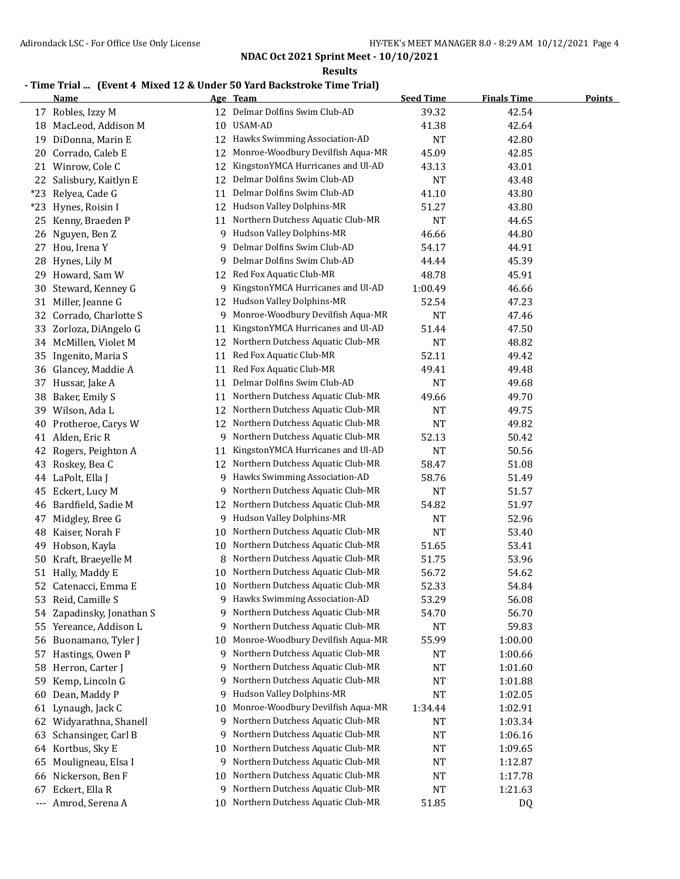**NDAC Oct 2021 Sprint Meet - 10/10/2021**

**Results**

### - Time Trial ... (Event 4 Mixed 12 & Under 50 Yard Backstroke Time Trial)

| | Name | Age | Team | Seed Time | Finals Time | Points |
|---|---|---|---|---|---|---|
| 17 | Robles, Izzy M | 12 | Delmar Dolfins Swim Club-AD | 39.32 | 42.54 | |
| 18 | MacLeod, Addison M | 10 | USAM-AD | 41.38 | 42.64 | |
| 19 | DiDonna, Marin E | 12 | Hawks Swimming Association-AD | NT | 42.80 | |
| 20 | Corrado, Caleb E | 12 | Monroe-Woodbury Devilfish Aqua-MR | 45.09 | 42.85 | |
| 21 | Winrow, Cole C | 12 | KingstonYMCA Hurricanes and Ul-AD | 43.13 | 43.01 | |
| 22 | Salisbury, Kaitlyn E | 12 | Delmar Dolfins Swim Club-AD | NT | 43.48 | |
| *23 | Relyea, Cade G | 11 | Delmar Dolfins Swim Club-AD | 41.10 | 43.80 | |
| *23 | Hynes, Roisin I | 12 | Hudson Valley Dolphins-MR | 51.27 | 43.80 | |
| 25 | Kenny, Braeden P | 11 | Northern Dutchess Aquatic Club-MR | NT | 44.65 | |
| 26 | Nguyen, Ben Z | 9 | Hudson Valley Dolphins-MR | 46.66 | 44.80 | |
| 27 | Hou, Irena Y | 9 | Delmar Dolfins Swim Club-AD | 54.17 | 44.91 | |
| 28 | Hynes, Lily M | 9 | Delmar Dolfins Swim Club-AD | 44.44 | 45.39 | |
| 29 | Howard, Sam W | 12 | Red Fox Aquatic Club-MR | 48.78 | 45.91 | |
| 30 | Steward, Kenney G | 9 | KingstonYMCA Hurricanes and Ul-AD | 1:00.49 | 46.66 | |
| 31 | Miller, Jeanne G | 12 | Hudson Valley Dolphins-MR | 52.54 | 47.23 | |
| 32 | Corrado, Charlotte S | 9 | Monroe-Woodbury Devilfish Aqua-MR | NT | 47.46 | |
| 33 | Zorloza, DiAngelo G | 11 | KingstonYMCA Hurricanes and Ul-AD | 51.44 | 47.50 | |
| 34 | McMillen, Violet M | 12 | Northern Dutchess Aquatic Club-MR | NT | 48.82 | |
| 35 | Ingenito, Maria S | 11 | Red Fox Aquatic Club-MR | 52.11 | 49.42 | |
| 36 | Glancey, Maddie A | 11 | Red Fox Aquatic Club-MR | 49.41 | 49.48 | |
| 37 | Hussar, Jake A | 11 | Delmar Dolfins Swim Club-AD | NT | 49.68 | |
| 38 | Baker, Emily S | 11 | Northern Dutchess Aquatic Club-MR | 49.66 | 49.70 | |
| 39 | Wilson, Ada L | 12 | Northern Dutchess Aquatic Club-MR | NT | 49.75 | |
| 40 | Protheroe, Carys W | 12 | Northern Dutchess Aquatic Club-MR | NT | 49.82 | |
| 41 | Alden, Eric R | 9 | Northern Dutchess Aquatic Club-MR | 52.13 | 50.42 | |
| 42 | Rogers, Peighton A | 11 | KingstonYMCA Hurricanes and Ul-AD | NT | 50.56 | |
| 43 | Roskey, Bea C | 12 | Northern Dutchess Aquatic Club-MR | 58.47 | 51.08 | |
| 44 | LaPolt, Ella J | 9 | Hawks Swimming Association-AD | 58.76 | 51.49 | |
| 45 | Eckert, Lucy M | 9 | Northern Dutchess Aquatic Club-MR | NT | 51.57 | |
| 46 | Bardfield, Sadie M | 12 | Northern Dutchess Aquatic Club-MR | 54.82 | 51.97 | |
| 47 | Midgley, Bree G | 9 | Hudson Valley Dolphins-MR | NT | 52.96 | |
| 48 | Kaiser, Norah F | 10 | Northern Dutchess Aquatic Club-MR | NT | 53.40 | |
| 49 | Hobson, Kayla | 10 | Northern Dutchess Aquatic Club-MR | 51.65 | 53.41 | |
| 50 | Kraft, Braeyelle M | 8 | Northern Dutchess Aquatic Club-MR | 51.75 | 53.96 | |
| 51 | Hally, Maddy E | 10 | Northern Dutchess Aquatic Club-MR | 56.72 | 54.62 | |
| 52 | Catenacci, Emma E | 10 | Northern Dutchess Aquatic Club-MR | 52.33 | 54.84 | |
| 53 | Reid, Camille S | 9 | Hawks Swimming Association-AD | 53.29 | 56.08 | |
| 54 | Zapadinsky, Jonathan S | 9 | Northern Dutchess Aquatic Club-MR | 54.70 | 56.70 | |
| 55 | Yereance, Addison L | 9 | Northern Dutchess Aquatic Club-MR | NT | 59.83 | |
| 56 | Buonamano, Tyler J | 10 | Monroe-Woodbury Devilfish Aqua-MR | 55.99 | 1:00.00 | |
| 57 | Hastings, Owen P | 9 | Northern Dutchess Aquatic Club-MR | NT | 1:00.66 | |
| 58 | Herron, Carter J | 9 | Northern Dutchess Aquatic Club-MR | NT | 1:01.60 | |
| 59 | Kemp, Lincoln G | 9 | Northern Dutchess Aquatic Club-MR | NT | 1:01.88 | |
| 60 | Dean, Maddy P | 9 | Hudson Valley Dolphins-MR | NT | 1:02.05 | |
| 61 | Lynaugh, Jack C | 10 | Monroe-Woodbury Devilfish Aqua-MR | 1:34.44 | 1:02.91 | |
| 62 | Widyarathna, Shanell | 9 | Northern Dutchess Aquatic Club-MR | NT | 1:03.34 | |
| 63 | Schansinger, Carl B | 9 | Northern Dutchess Aquatic Club-MR | NT | 1:06.16 | |
| 64 | Kortbus, Sky E | 10 | Northern Dutchess Aquatic Club-MR | NT | 1:09.65 | |
| 65 | Mouligneau, Elsa I | 9 | Northern Dutchess Aquatic Club-MR | NT | 1:12.87 | |
| 66 | Nickerson, Ben F | 10 | Northern Dutchess Aquatic Club-MR | NT | 1:17.78 | |
| 67 | Eckert, Ella R | 9 | Northern Dutchess Aquatic Club-MR | NT | 1:21.63 | |
| --- | Amrod, Serena A | 10 | Northern Dutchess Aquatic Club-MR | 51.85 | DQ | |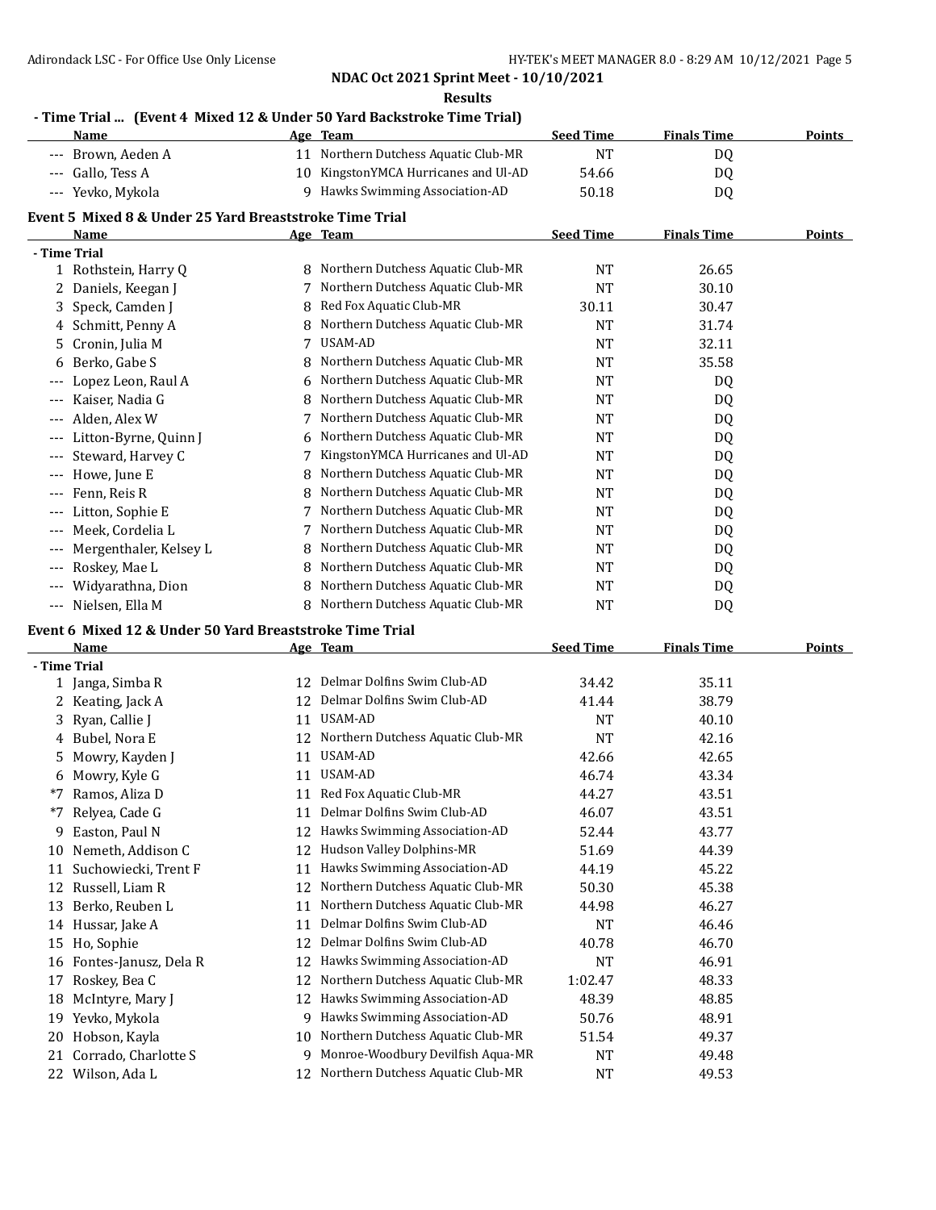## NDAC Oct 2021 Sprint Meet - 10/10/2021

### Results

**- Time Trial ... (Event 4 Mixed 12 & Under 50 Yard Backstroke Time Trial)**

| | Name | Age | Team | Seed Time | Finals Time | Points |
|---|---|---|---|---|---|---|
| --- | Brown, Aeden A | 11 | Northern Dutchess Aquatic Club-MR | NT | DQ | |
| --- | Gallo, Tess A | 10 | KingstonYMCA Hurricanes and Ul-AD | 54.66 | DQ | |
| --- | Yevko, Mykola | 9 | Hawks Swimming Association-AD | 50.18 | DQ | |

**Event 5 Mixed 8 & Under 25 Yard Breaststroke Time Trial**

| | Name | Age | Team | Seed Time | Finals Time | Points |
|---|---|---|---|---|---|---|
| **- Time Trial** | | | | | | |
| 1 | Rothstein, Harry Q | 8 | Northern Dutchess Aquatic Club-MR | NT | 26.65 | |
| 2 | Daniels, Keegan J | 7 | Northern Dutchess Aquatic Club-MR | NT | 30.10 | |
| 3 | Speck, Camden J | 8 | Red Fox Aquatic Club-MR | 30.11 | 30.47 | |
| 4 | Schmitt, Penny A | 8 | Northern Dutchess Aquatic Club-MR | NT | 31.74 | |
| 5 | Cronin, Julia M | 7 | USAM-AD | NT | 32.11 | |
| 6 | Berko, Gabe S | 8 | Northern Dutchess Aquatic Club-MR | NT | 35.58 | |
| --- | Lopez Leon, Raul A | 6 | Northern Dutchess Aquatic Club-MR | NT | DQ | |
| --- | Kaiser, Nadia G | 8 | Northern Dutchess Aquatic Club-MR | NT | DQ | |
| --- | Alden, Alex W | 7 | Northern Dutchess Aquatic Club-MR | NT | DQ | |
| --- | Litton-Byrne, Quinn J | 6 | Northern Dutchess Aquatic Club-MR | NT | DQ | |
| --- | Steward, Harvey C | 7 | KingstonYMCA Hurricanes and Ul-AD | NT | DQ | |
| --- | Howe, June E | 8 | Northern Dutchess Aquatic Club-MR | NT | DQ | |
| --- | Fenn, Reis R | 8 | Northern Dutchess Aquatic Club-MR | NT | DQ | |
| --- | Litton, Sophie E | 7 | Northern Dutchess Aquatic Club-MR | NT | DQ | |
| --- | Meek, Cordelia L | 7 | Northern Dutchess Aquatic Club-MR | NT | DQ | |
| --- | Mergenthaler, Kelsey L | 8 | Northern Dutchess Aquatic Club-MR | NT | DQ | |
| --- | Roskey, Mae L | 8 | Northern Dutchess Aquatic Club-MR | NT | DQ | |
| --- | Widyarathna, Dion | 8 | Northern Dutchess Aquatic Club-MR | NT | DQ | |
| --- | Nielsen, Ella M | 8 | Northern Dutchess Aquatic Club-MR | NT | DQ | |

**Event 6 Mixed 12 & Under 50 Yard Breaststroke Time Trial**

| | Name | Age | Team | Seed Time | Finals Time | Points |
|---|---|---|---|---|---|---|
| **- Time Trial** | | | | | | |
| 1 | Janga, Simba R | 12 | Delmar Dolfins Swim Club-AD | 34.42 | 35.11 | |
| 2 | Keating, Jack A | 12 | Delmar Dolfins Swim Club-AD | 41.44 | 38.79 | |
| 3 | Ryan, Callie J | 11 | USAM-AD | NT | 40.10 | |
| 4 | Bubel, Nora E | 12 | Northern Dutchess Aquatic Club-MR | NT | 42.16 | |
| 5 | Mowry, Kayden J | 11 | USAM-AD | 42.66 | 42.65 | |
| 6 | Mowry, Kyle G | 11 | USAM-AD | 46.74 | 43.34 | |
| *7 | Ramos, Aliza D | 11 | Red Fox Aquatic Club-MR | 44.27 | 43.51 | |
| *7 | Relyea, Cade G | 11 | Delmar Dolfins Swim Club-AD | 46.07 | 43.51 | |
| 9 | Easton, Paul N | 12 | Hawks Swimming Association-AD | 52.44 | 43.77 | |
| 10 | Nemeth, Addison C | 12 | Hudson Valley Dolphins-MR | 51.69 | 44.39 | |
| 11 | Suchowiecki, Trent F | 11 | Hawks Swimming Association-AD | 44.19 | 45.22 | |
| 12 | Russell, Liam R | 12 | Northern Dutchess Aquatic Club-MR | 50.30 | 45.38 | |
| 13 | Berko, Reuben L | 11 | Northern Dutchess Aquatic Club-MR | 44.98 | 46.27 | |
| 14 | Hussar, Jake A | 11 | Delmar Dolfins Swim Club-AD | NT | 46.46 | |
| 15 | Ho, Sophie | 12 | Delmar Dolfins Swim Club-AD | 40.78 | 46.70 | |
| 16 | Fontes-Janusz, Dela R | 12 | Hawks Swimming Association-AD | NT | 46.91 | |
| 17 | Roskey, Bea C | 12 | Northern Dutchess Aquatic Club-MR | 1:02.47 | 48.33 | |
| 18 | McIntyre, Mary J | 12 | Hawks Swimming Association-AD | 48.39 | 48.85 | |
| 19 | Yevko, Mykola | 9 | Hawks Swimming Association-AD | 50.76 | 48.91 | |
| 20 | Hobson, Kayla | 10 | Northern Dutchess Aquatic Club-MR | 51.54 | 49.37 | |
| 21 | Corrado, Charlotte S | 9 | Monroe-Woodbury Devilfish Aqua-MR | NT | 49.48 | |
| 22 | Wilson, Ada L | 12 | Northern Dutchess Aquatic Club-MR | NT | 49.53 | |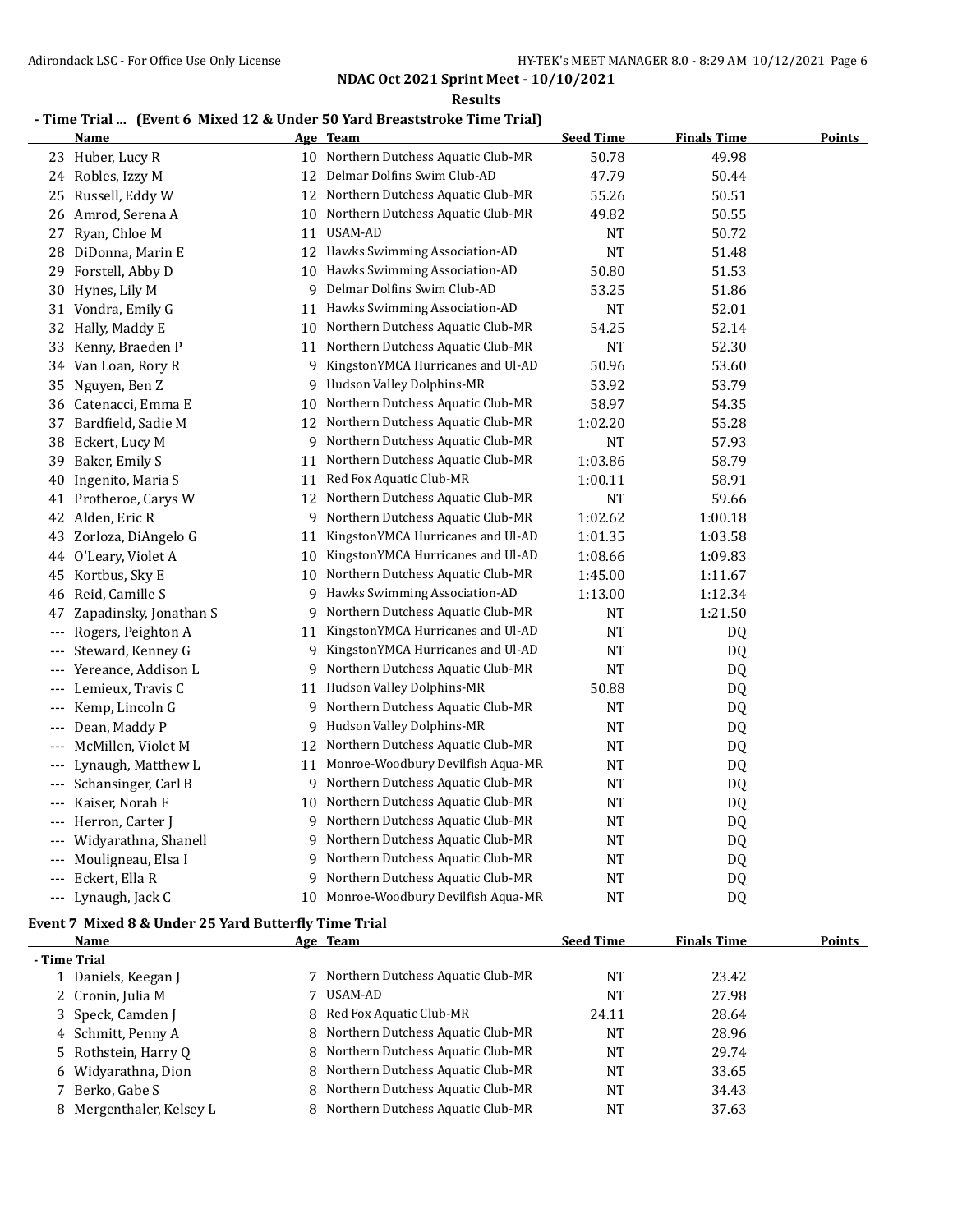## NDAC Oct 2021 Sprint Meet - 10/10/2021

### Results

#### - Time Trial ... (Event 6 Mixed 12 & Under 50 Yard Breaststroke Time Trial)

| | Name | Age | Team | Seed Time | Finals Time | Points |
|---|---|---|---|---|---|---|
| 23 | Huber, Lucy R | 10 | Northern Dutchess Aquatic Club-MR | 50.78 | 49.98 | |
| 24 | Robles, Izzy M | 12 | Delmar Dolfins Swim Club-AD | 47.79 | 50.44 | |
| 25 | Russell, Eddy W | 12 | Northern Dutchess Aquatic Club-MR | 55.26 | 50.51 | |
| 26 | Amrod, Serena A | 10 | Northern Dutchess Aquatic Club-MR | 49.82 | 50.55 | |
| 27 | Ryan, Chloe M | 11 | USAM-AD | NT | 50.72 | |
| 28 | DiDonna, Marin E | 12 | Hawks Swimming Association-AD | NT | 51.48 | |
| 29 | Forstell, Abby D | 10 | Hawks Swimming Association-AD | 50.80 | 51.53 | |
| 30 | Hynes, Lily M | 9 | Delmar Dolfins Swim Club-AD | 53.25 | 51.86 | |
| 31 | Vondra, Emily G | 11 | Hawks Swimming Association-AD | NT | 52.01 | |
| 32 | Hally, Maddy E | 10 | Northern Dutchess Aquatic Club-MR | 54.25 | 52.14 | |
| 33 | Kenny, Braeden P | 11 | Northern Dutchess Aquatic Club-MR | NT | 52.30 | |
| 34 | Van Loan, Rory R | 9 | KingstonYMCA Hurricanes and Ul-AD | 50.96 | 53.60 | |
| 35 | Nguyen, Ben Z | 9 | Hudson Valley Dolphins-MR | 53.92 | 53.79 | |
| 36 | Catenacci, Emma E | 10 | Northern Dutchess Aquatic Club-MR | 58.97 | 54.35 | |
| 37 | Bardfield, Sadie M | 12 | Northern Dutchess Aquatic Club-MR | 1:02.20 | 55.28 | |
| 38 | Eckert, Lucy M | 9 | Northern Dutchess Aquatic Club-MR | NT | 57.93 | |
| 39 | Baker, Emily S | 11 | Northern Dutchess Aquatic Club-MR | 1:03.86 | 58.79 | |
| 40 | Ingenito, Maria S | 11 | Red Fox Aquatic Club-MR | 1:00.11 | 58.91 | |
| 41 | Protheroe, Carys W | 12 | Northern Dutchess Aquatic Club-MR | NT | 59.66 | |
| 42 | Alden, Eric R | 9 | Northern Dutchess Aquatic Club-MR | 1:02.62 | 1:00.18 | |
| 43 | Zorloza, DiAngelo G | 11 | KingstonYMCA Hurricanes and Ul-AD | 1:01.35 | 1:03.58 | |
| 44 | O'Leary, Violet A | 10 | KingstonYMCA Hurricanes and Ul-AD | 1:08.66 | 1:09.83 | |
| 45 | Kortbus, Sky E | 10 | Northern Dutchess Aquatic Club-MR | 1:45.00 | 1:11.67 | |
| 46 | Reid, Camille S | 9 | Hawks Swimming Association-AD | 1:13.00 | 1:12.34 | |
| 47 | Zapadinsky, Jonathan S | 9 | Northern Dutchess Aquatic Club-MR | NT | 1:21.50 | |
| --- | Rogers, Peighton A | 11 | KingstonYMCA Hurricanes and Ul-AD | NT | DQ | |
| --- | Steward, Kenney G | 9 | KingstonYMCA Hurricanes and Ul-AD | NT | DQ | |
| --- | Yereance, Addison L | 9 | Northern Dutchess Aquatic Club-MR | NT | DQ | |
| --- | Lemieux, Travis C | 11 | Hudson Valley Dolphins-MR | 50.88 | DQ | |
| --- | Kemp, Lincoln G | 9 | Northern Dutchess Aquatic Club-MR | NT | DQ | |
| --- | Dean, Maddy P | 9 | Hudson Valley Dolphins-MR | NT | DQ | |
| --- | McMillen, Violet M | 12 | Northern Dutchess Aquatic Club-MR | NT | DQ | |
| --- | Lynaugh, Matthew L | 11 | Monroe-Woodbury Devilfish Aqua-MR | NT | DQ | |
| --- | Schansinger, Carl B | 9 | Northern Dutchess Aquatic Club-MR | NT | DQ | |
| --- | Kaiser, Norah F | 10 | Northern Dutchess Aquatic Club-MR | NT | DQ | |
| --- | Herron, Carter J | 9 | Northern Dutchess Aquatic Club-MR | NT | DQ | |
| --- | Widyarathna, Shanell | 9 | Northern Dutchess Aquatic Club-MR | NT | DQ | |
| --- | Mouligneau, Elsa I | 9 | Northern Dutchess Aquatic Club-MR | NT | DQ | |
| --- | Eckert, Ella R | 9 | Northern Dutchess Aquatic Club-MR | NT | DQ | |
| --- | Lynaugh, Jack C | 10 | Monroe-Woodbury Devilfish Aqua-MR | NT | DQ | |

#### Event 7 Mixed 8 & Under 25 Yard Butterfly Time Trial

| | Name | Age | Team | Seed Time | Finals Time | Points |
|---|---|---|---|---|---|---|
| **- Time Trial** | | | | | | |
| 1 | Daniels, Keegan J | 7 | Northern Dutchess Aquatic Club-MR | NT | 23.42 | |
| 2 | Cronin, Julia M | 7 | USAM-AD | NT | 27.98 | |
| 3 | Speck, Camden J | 8 | Red Fox Aquatic Club-MR | 24.11 | 28.64 | |
| 4 | Schmitt, Penny A | 8 | Northern Dutchess Aquatic Club-MR | NT | 28.96 | |
| 5 | Rothstein, Harry Q | 8 | Northern Dutchess Aquatic Club-MR | NT | 29.74 | |
| 6 | Widyarathna, Dion | 8 | Northern Dutchess Aquatic Club-MR | NT | 33.65 | |
| 7 | Berko, Gabe S | 8 | Northern Dutchess Aquatic Club-MR | NT | 34.43 | |
| 8 | Mergenthaler, Kelsey L | 8 | Northern Dutchess Aquatic Club-MR | NT | 37.63 | |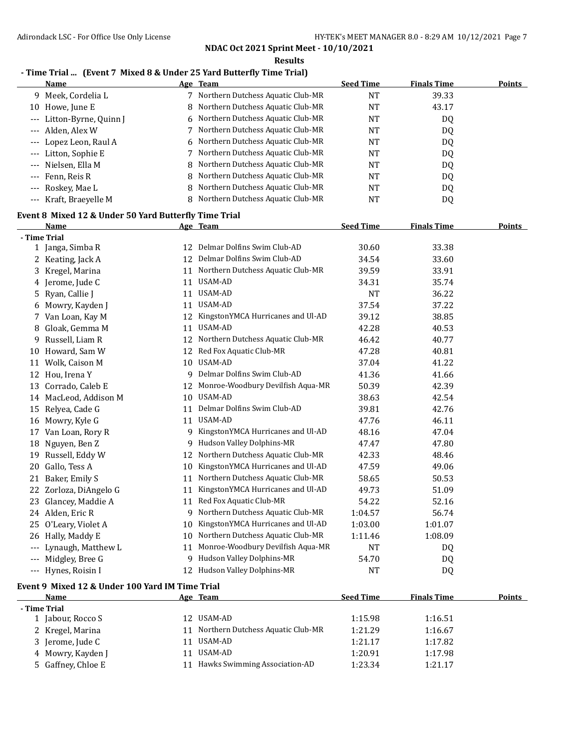**NDAC Oct 2021 Sprint Meet - 10/10/2021**

**Results**

### - Time Trial ... (Event 7 Mixed 8 & Under 25 Yard Butterfly Time Trial)

| | Name | Age | Team | Seed Time | Finals Time | Points |
|---|---|---|---|---|---|---|
| 9 | Meek, Cordelia L | 7 | Northern Dutchess Aquatic Club-MR | NT | 39.33 | |
| 10 | Howe, June E | 8 | Northern Dutchess Aquatic Club-MR | NT | 43.17 | |
| --- | Litton-Byrne, Quinn J | 6 | Northern Dutchess Aquatic Club-MR | NT | DQ | |
| --- | Alden, Alex W | 7 | Northern Dutchess Aquatic Club-MR | NT | DQ | |
| --- | Lopez Leon, Raul A | 6 | Northern Dutchess Aquatic Club-MR | NT | DQ | |
| --- | Litton, Sophie E | 7 | Northern Dutchess Aquatic Club-MR | NT | DQ | |
| --- | Nielsen, Ella M | 8 | Northern Dutchess Aquatic Club-MR | NT | DQ | |
| --- | Fenn, Reis R | 8 | Northern Dutchess Aquatic Club-MR | NT | DQ | |
| --- | Roskey, Mae L | 8 | Northern Dutchess Aquatic Club-MR | NT | DQ | |
| --- | Kraft, Braeyelle M | 8 | Northern Dutchess Aquatic Club-MR | NT | DQ | |

### Event 8 Mixed 12 & Under 50 Yard Butterfly Time Trial

| | Name | Age | Team | Seed Time | Finals Time | Points |
|---|---|---|---|---|---|---|
| **- Time Trial** | | | | | | |
| 1 | Janga, Simba R | 12 | Delmar Dolfins Swim Club-AD | 30.60 | 33.38 | |
| 2 | Keating, Jack A | 12 | Delmar Dolfins Swim Club-AD | 34.54 | 33.60 | |
| 3 | Kregel, Marina | 11 | Northern Dutchess Aquatic Club-MR | 39.59 | 33.91 | |
| 4 | Jerome, Jude C | 11 | USAM-AD | 34.31 | 35.74 | |
| 5 | Ryan, Callie J | 11 | USAM-AD | NT | 36.22 | |
| 6 | Mowry, Kayden J | 11 | USAM-AD | 37.54 | 37.22 | |
| 7 | Van Loan, Kay M | 12 | KingstonYMCA Hurricanes and Ul-AD | 39.12 | 38.85 | |
| 8 | Gloak, Gemma M | 11 | USAM-AD | 42.28 | 40.53 | |
| 9 | Russell, Liam R | 12 | Northern Dutchess Aquatic Club-MR | 46.42 | 40.77 | |
| 10 | Howard, Sam W | 12 | Red Fox Aquatic Club-MR | 47.28 | 40.81 | |
| 11 | Wolk, Caison M | 10 | USAM-AD | 37.04 | 41.22 | |
| 12 | Hou, Irena Y | 9 | Delmar Dolfins Swim Club-AD | 41.36 | 41.66 | |
| 13 | Corrado, Caleb E | 12 | Monroe-Woodbury Devilfish Aqua-MR | 50.39 | 42.39 | |
| 14 | MacLeod, Addison M | 10 | USAM-AD | 38.63 | 42.54 | |
| 15 | Relyea, Cade G | 11 | Delmar Dolfins Swim Club-AD | 39.81 | 42.76 | |
| 16 | Mowry, Kyle G | 11 | USAM-AD | 47.76 | 46.11 | |
| 17 | Van Loan, Rory R | 9 | KingstonYMCA Hurricanes and Ul-AD | 48.16 | 47.04 | |
| 18 | Nguyen, Ben Z | 9 | Hudson Valley Dolphins-MR | 47.47 | 47.80 | |
| 19 | Russell, Eddy W | 12 | Northern Dutchess Aquatic Club-MR | 42.33 | 48.46 | |
| 20 | Gallo, Tess A | 10 | KingstonYMCA Hurricanes and Ul-AD | 47.59 | 49.06 | |
| 21 | Baker, Emily S | 11 | Northern Dutchess Aquatic Club-MR | 58.65 | 50.53 | |
| 22 | Zorloza, DiAngelo G | 11 | KingstonYMCA Hurricanes and Ul-AD | 49.73 | 51.09 | |
| 23 | Glancey, Maddie A | 11 | Red Fox Aquatic Club-MR | 54.22 | 52.16 | |
| 24 | Alden, Eric R | 9 | Northern Dutchess Aquatic Club-MR | 1:04.57 | 56.74 | |
| 25 | O'Leary, Violet A | 10 | KingstonYMCA Hurricanes and Ul-AD | 1:03.00 | 1:01.07 | |
| 26 | Hally, Maddy E | 10 | Northern Dutchess Aquatic Club-MR | 1:11.46 | 1:08.09 | |
| --- | Lynaugh, Matthew L | 11 | Monroe-Woodbury Devilfish Aqua-MR | NT | DQ | |
| --- | Midgley, Bree G | 9 | Hudson Valley Dolphins-MR | 54.70 | DQ | |
| --- | Hynes, Roisin I | 12 | Hudson Valley Dolphins-MR | NT | DQ | |

### Event 9 Mixed 12 & Under 100 Yard IM Time Trial

| | Name | Age | Team | Seed Time | Finals Time | Points |
|---|---|---|---|---|---|---|
| **- Time Trial** | | | | | | |
| 1 | Jabour, Rocco S | 12 | USAM-AD | 1:15.98 | 1:16.51 | |
| 2 | Kregel, Marina | 11 | Northern Dutchess Aquatic Club-MR | 1:21.29 | 1:16.67 | |
| 3 | Jerome, Jude C | 11 | USAM-AD | 1:21.17 | 1:17.82 | |
| 4 | Mowry, Kayden J | 11 | USAM-AD | 1:20.91 | 1:17.98 | |
| 5 | Gaffney, Chloe E | 11 | Hawks Swimming Association-AD | 1:23.34 | 1:21.17 | |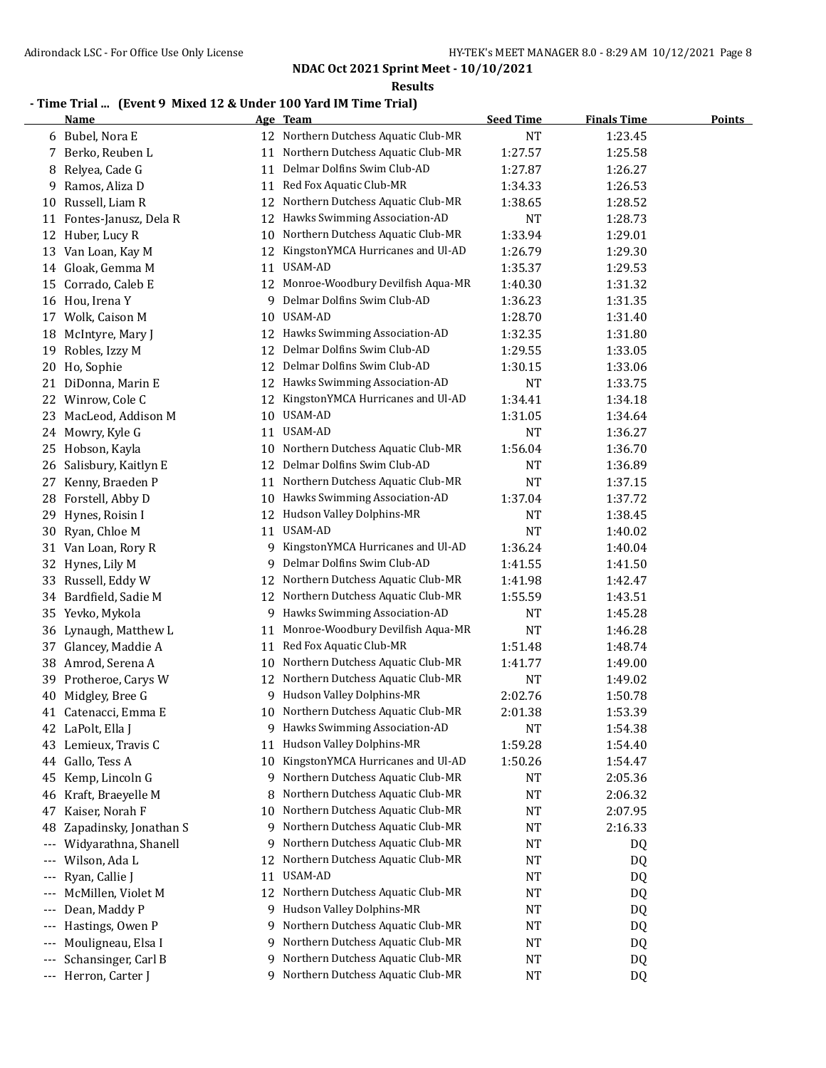## NDAC Oct 2021 Sprint Meet - 10/10/2021

### Results

#### - Time Trial ... (Event 9 Mixed 12 & Under 100 Yard IM Time Trial)

| | Name | Age | Team | Seed Time | Finals Time | Points |
|---|---|---|---|---|---|---|
| 6 | Bubel, Nora E | 12 | Northern Dutchess Aquatic Club-MR | NT | 1:23.45 | |
| 7 | Berko, Reuben L | 11 | Northern Dutchess Aquatic Club-MR | 1:27.57 | 1:25.58 | |
| 8 | Relyea, Cade G | 11 | Delmar Dolfins Swim Club-AD | 1:27.87 | 1:26.27 | |
| 9 | Ramos, Aliza D | 11 | Red Fox Aquatic Club-MR | 1:34.33 | 1:26.53 | |
| 10 | Russell, Liam R | 12 | Northern Dutchess Aquatic Club-MR | 1:38.65 | 1:28.52 | |
| 11 | Fontes-Janusz, Dela R | 12 | Hawks Swimming Association-AD | NT | 1:28.73 | |
| 12 | Huber, Lucy R | 10 | Northern Dutchess Aquatic Club-MR | 1:33.94 | 1:29.01 | |
| 13 | Van Loan, Kay M | 12 | KingstonYMCA Hurricanes and Ul-AD | 1:26.79 | 1:29.30 | |
| 14 | Gloak, Gemma M | 11 | USAM-AD | 1:35.37 | 1:29.53 | |
| 15 | Corrado, Caleb E | 12 | Monroe-Woodbury Devilfish Aqua-MR | 1:40.30 | 1:31.32 | |
| 16 | Hou, Irena Y | 9 | Delmar Dolfins Swim Club-AD | 1:36.23 | 1:31.35 | |
| 17 | Wolk, Caison M | 10 | USAM-AD | 1:28.70 | 1:31.40 | |
| 18 | McIntyre, Mary J | 12 | Hawks Swimming Association-AD | 1:32.35 | 1:31.80 | |
| 19 | Robles, Izzy M | 12 | Delmar Dolfins Swim Club-AD | 1:29.55 | 1:33.05 | |
| 20 | Ho, Sophie | 12 | Delmar Dolfins Swim Club-AD | 1:30.15 | 1:33.06 | |
| 21 | DiDonna, Marin E | 12 | Hawks Swimming Association-AD | NT | 1:33.75 | |
| 22 | Winrow, Cole C | 12 | KingstonYMCA Hurricanes and Ul-AD | 1:34.41 | 1:34.18 | |
| 23 | MacLeod, Addison M | 10 | USAM-AD | 1:31.05 | 1:34.64 | |
| 24 | Mowry, Kyle G | 11 | USAM-AD | NT | 1:36.27 | |
| 25 | Hobson, Kayla | 10 | Northern Dutchess Aquatic Club-MR | 1:56.04 | 1:36.70 | |
| 26 | Salisbury, Kaitlyn E | 12 | Delmar Dolfins Swim Club-AD | NT | 1:36.89 | |
| 27 | Kenny, Braeden P | 11 | Northern Dutchess Aquatic Club-MR | NT | 1:37.15 | |
| 28 | Forstell, Abby D | 10 | Hawks Swimming Association-AD | 1:37.04 | 1:37.72 | |
| 29 | Hynes, Roisin I | 12 | Hudson Valley Dolphins-MR | NT | 1:38.45 | |
| 30 | Ryan, Chloe M | 11 | USAM-AD | NT | 1:40.02 | |
| 31 | Van Loan, Rory R | 9 | KingstonYMCA Hurricanes and Ul-AD | 1:36.24 | 1:40.04 | |
| 32 | Hynes, Lily M | 9 | Delmar Dolfins Swim Club-AD | 1:41.55 | 1:41.50 | |
| 33 | Russell, Eddy W | 12 | Northern Dutchess Aquatic Club-MR | 1:41.98 | 1:42.47 | |
| 34 | Bardfield, Sadie M | 12 | Northern Dutchess Aquatic Club-MR | 1:55.59 | 1:43.51 | |
| 35 | Yevko, Mykola | 9 | Hawks Swimming Association-AD | NT | 1:45.28 | |
| 36 | Lynaugh, Matthew L | 11 | Monroe-Woodbury Devilfish Aqua-MR | NT | 1:46.28 | |
| 37 | Glancey, Maddie A | 11 | Red Fox Aquatic Club-MR | 1:51.48 | 1:48.74 | |
| 38 | Amrod, Serena A | 10 | Northern Dutchess Aquatic Club-MR | 1:41.77 | 1:49.00 | |
| 39 | Protheroe, Carys W | 12 | Northern Dutchess Aquatic Club-MR | NT | 1:49.02 | |
| 40 | Midgley, Bree G | 9 | Hudson Valley Dolphins-MR | 2:02.76 | 1:50.78 | |
| 41 | Catenacci, Emma E | 10 | Northern Dutchess Aquatic Club-MR | 2:01.38 | 1:53.39 | |
| 42 | LaPolt, Ella J | 9 | Hawks Swimming Association-AD | NT | 1:54.38 | |
| 43 | Lemieux, Travis C | 11 | Hudson Valley Dolphins-MR | 1:59.28 | 1:54.40 | |
| 44 | Gallo, Tess A | 10 | KingstonYMCA Hurricanes and Ul-AD | 1:50.26 | 1:54.47 | |
| 45 | Kemp, Lincoln G | 9 | Northern Dutchess Aquatic Club-MR | NT | 2:05.36 | |
| 46 | Kraft, Braeyelle M | 8 | Northern Dutchess Aquatic Club-MR | NT | 2:06.32 | |
| 47 | Kaiser, Norah F | 10 | Northern Dutchess Aquatic Club-MR | NT | 2:07.95 | |
| 48 | Zapadinsky, Jonathan S | 9 | Northern Dutchess Aquatic Club-MR | NT | 2:16.33 | |
| --- | Widyarathna, Shanell | 9 | Northern Dutchess Aquatic Club-MR | NT | DQ | |
| --- | Wilson, Ada L | 12 | Northern Dutchess Aquatic Club-MR | NT | DQ | |
| --- | Ryan, Callie J | 11 | USAM-AD | NT | DQ | |
| --- | McMillen, Violet M | 12 | Northern Dutchess Aquatic Club-MR | NT | DQ | |
| --- | Dean, Maddy P | 9 | Hudson Valley Dolphins-MR | NT | DQ | |
| --- | Hastings, Owen P | 9 | Northern Dutchess Aquatic Club-MR | NT | DQ | |
| --- | Mouligneau, Elsa I | 9 | Northern Dutchess Aquatic Club-MR | NT | DQ | |
| --- | Schansinger, Carl B | 9 | Northern Dutchess Aquatic Club-MR | NT | DQ | |
| --- | Herron, Carter J | 9 | Northern Dutchess Aquatic Club-MR | NT | DQ | |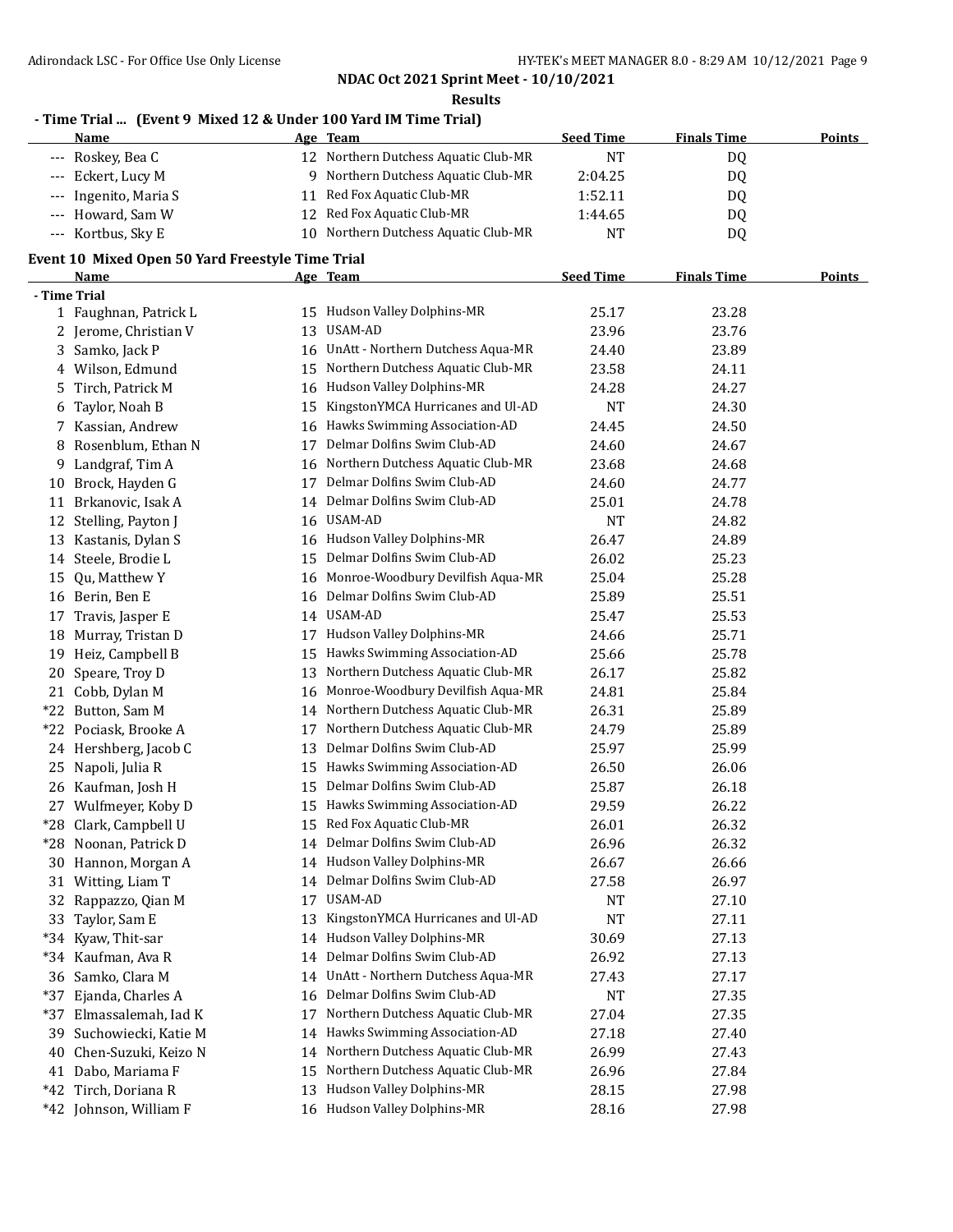**NDAC Oct 2021 Sprint Meet - 10/10/2021**

**Results**

### - Time Trial ... (Event 9 Mixed 12 & Under 100 Yard IM Time Trial)

| | Name | Age | Team | Seed Time | Finals Time | Points |
|---|---|---|---|---|---|---|
| --- | Roskey, Bea C | 12 | Northern Dutchess Aquatic Club-MR | NT | DQ | |
| --- | Eckert, Lucy M | 9 | Northern Dutchess Aquatic Club-MR | 2:04.25 | DQ | |
| --- | Ingenito, Maria S | 11 | Red Fox Aquatic Club-MR | 1:52.11 | DQ | |
| --- | Howard, Sam W | 12 | Red Fox Aquatic Club-MR | 1:44.65 | DQ | |
| --- | Kortbus, Sky E | 10 | Northern Dutchess Aquatic Club-MR | NT | DQ | |

### Event 10 Mixed Open 50 Yard Freestyle Time Trial

| | Name | Age | Team | Seed Time | Finals Time | Points |
|---|---|---|---|---|---|---|
| **- Time Trial** | | | | | | |
| 1 | Faughnan, Patrick L | 15 | Hudson Valley Dolphins-MR | 25.17 | 23.28 | |
| 2 | Jerome, Christian V | 13 | USAM-AD | 23.96 | 23.76 | |
| 3 | Samko, Jack P | 16 | UnAtt - Northern Dutchess Aqua-MR | 24.40 | 23.89 | |
| 4 | Wilson, Edmund | 15 | Northern Dutchess Aquatic Club-MR | 23.58 | 24.11 | |
| 5 | Tirch, Patrick M | 16 | Hudson Valley Dolphins-MR | 24.28 | 24.27 | |
| 6 | Taylor, Noah B | 15 | KingstonYMCA Hurricanes and Ul-AD | NT | 24.30 | |
| 7 | Kassian, Andrew | 16 | Hawks Swimming Association-AD | 24.45 | 24.50 | |
| 8 | Rosenblum, Ethan N | 17 | Delmar Dolfins Swim Club-AD | 24.60 | 24.67 | |
| 9 | Landgraf, Tim A | 16 | Northern Dutchess Aquatic Club-MR | 23.68 | 24.68 | |
| 10 | Brock, Hayden G | 17 | Delmar Dolfins Swim Club-AD | 24.60 | 24.77 | |
| 11 | Brkanovic, Isak A | 14 | Delmar Dolfins Swim Club-AD | 25.01 | 24.78 | |
| 12 | Stelling, Payton J | 16 | USAM-AD | NT | 24.82 | |
| 13 | Kastanis, Dylan S | 16 | Hudson Valley Dolphins-MR | 26.47 | 24.89 | |
| 14 | Steele, Brodie L | 15 | Delmar Dolfins Swim Club-AD | 26.02 | 25.23 | |
| 15 | Qu, Matthew Y | 16 | Monroe-Woodbury Devilfish Aqua-MR | 25.04 | 25.28 | |
| 16 | Berin, Ben E | 16 | Delmar Dolfins Swim Club-AD | 25.89 | 25.51 | |
| 17 | Travis, Jasper E | 14 | USAM-AD | 25.47 | 25.53 | |
| 18 | Murray, Tristan D | 17 | Hudson Valley Dolphins-MR | 24.66 | 25.71 | |
| 19 | Heiz, Campbell B | 15 | Hawks Swimming Association-AD | 25.66 | 25.78 | |
| 20 | Speare, Troy D | 13 | Northern Dutchess Aquatic Club-MR | 26.17 | 25.82 | |
| 21 | Cobb, Dylan M | 16 | Monroe-Woodbury Devilfish Aqua-MR | 24.81 | 25.84 | |
| *22 | Button, Sam M | 14 | Northern Dutchess Aquatic Club-MR | 26.31 | 25.89 | |
| *22 | Pociask, Brooke A | 17 | Northern Dutchess Aquatic Club-MR | 24.79 | 25.89 | |
| 24 | Hershberg, Jacob C | 13 | Delmar Dolfins Swim Club-AD | 25.97 | 25.99 | |
| 25 | Napoli, Julia R | 15 | Hawks Swimming Association-AD | 26.50 | 26.06 | |
| 26 | Kaufman, Josh H | 15 | Delmar Dolfins Swim Club-AD | 25.87 | 26.18 | |
| 27 | Wulfmeyer, Koby D | 15 | Hawks Swimming Association-AD | 29.59 | 26.22 | |
| *28 | Clark, Campbell U | 15 | Red Fox Aquatic Club-MR | 26.01 | 26.32 | |
| *28 | Noonan, Patrick D | 14 | Delmar Dolfins Swim Club-AD | 26.96 | 26.32 | |
| 30 | Hannon, Morgan A | 14 | Hudson Valley Dolphins-MR | 26.67 | 26.66 | |
| 31 | Witting, Liam T | 14 | Delmar Dolfins Swim Club-AD | 27.58 | 26.97 | |
| 32 | Rappazzo, Qian M | 17 | USAM-AD | NT | 27.10 | |
| 33 | Taylor, Sam E | 13 | KingstonYMCA Hurricanes and Ul-AD | NT | 27.11 | |
| *34 | Kyaw, Thit-sar | 14 | Hudson Valley Dolphins-MR | 30.69 | 27.13 | |
| *34 | Kaufman, Ava R | 14 | Delmar Dolfins Swim Club-AD | 26.92 | 27.13 | |
| 36 | Samko, Clara M | 14 | UnAtt - Northern Dutchess Aqua-MR | 27.43 | 27.17 | |
| *37 | Ejanda, Charles A | 16 | Delmar Dolfins Swim Club-AD | NT | 27.35 | |
| *37 | Elmassalemah, Iad K | 17 | Northern Dutchess Aquatic Club-MR | 27.04 | 27.35 | |
| 39 | Suchowiecki, Katie M | 14 | Hawks Swimming Association-AD | 27.18 | 27.40 | |
| 40 | Chen-Suzuki, Keizo N | 14 | Northern Dutchess Aquatic Club-MR | 26.99 | 27.43 | |
| 41 | Dabo, Mariama F | 15 | Northern Dutchess Aquatic Club-MR | 26.96 | 27.84 | |
| *42 | Tirch, Doriana R | 13 | Hudson Valley Dolphins-MR | 28.15 | 27.98 | |
| *42 | Johnson, William F | 16 | Hudson Valley Dolphins-MR | 28.16 | 27.98 | |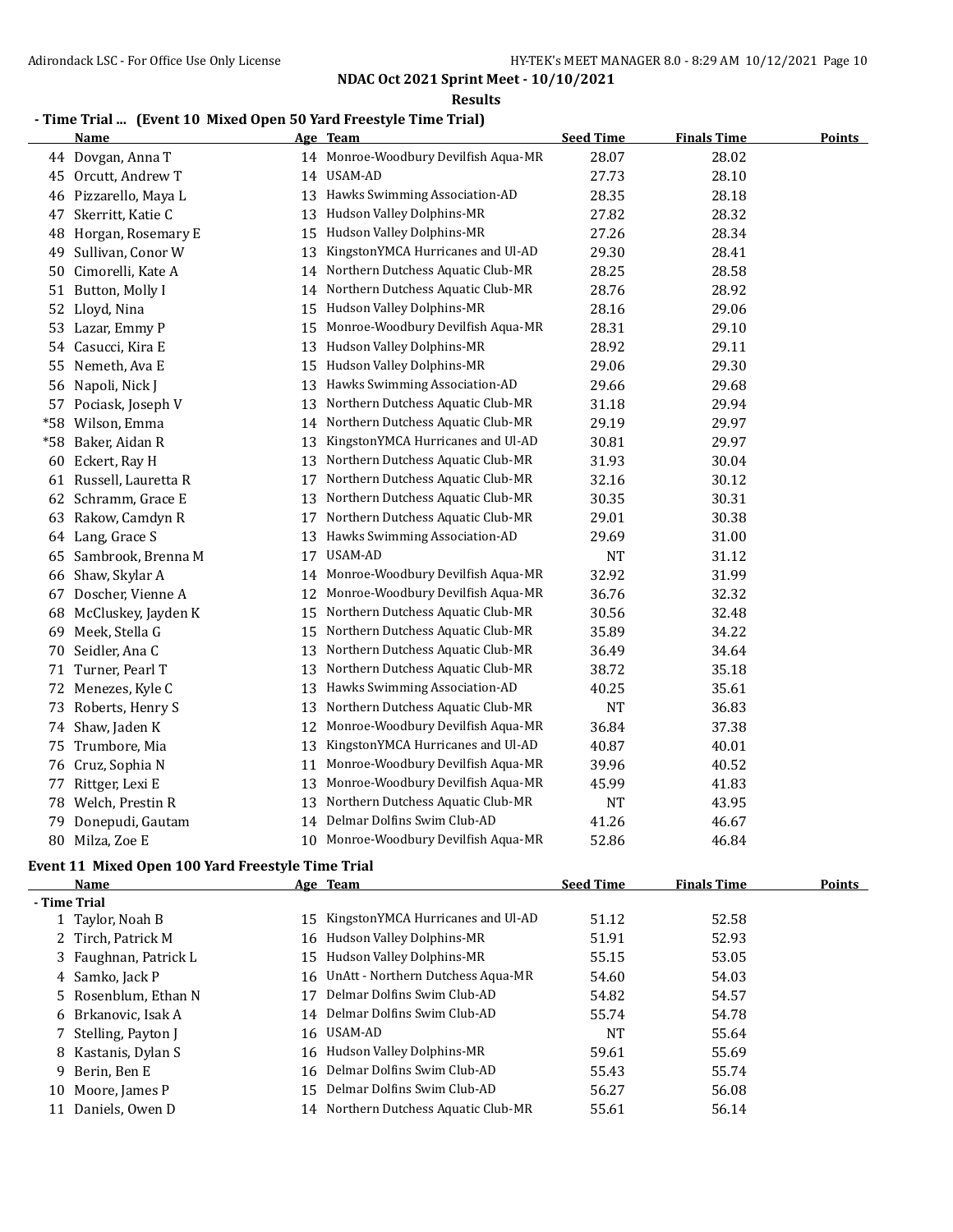## NDAC Oct 2021 Sprint Meet - 10/10/2021

### Results

### - Time Trial ... (Event 10 Mixed Open 50 Yard Freestyle Time Trial)

| | Name | Age | Team | Seed Time | Finals Time | Points |
|---|---|---|---|---|---|---|
| 44 | Dovgan, Anna T | 14 | Monroe-Woodbury Devilfish Aqua-MR | 28.07 | 28.02 | |
| 45 | Orcutt, Andrew T | 14 | USAM-AD | 27.73 | 28.10 | |
| 46 | Pizzarello, Maya L | 13 | Hawks Swimming Association-AD | 28.35 | 28.18 | |
| 47 | Skerritt, Katie C | 13 | Hudson Valley Dolphins-MR | 27.82 | 28.32 | |
| 48 | Horgan, Rosemary E | 15 | Hudson Valley Dolphins-MR | 27.26 | 28.34 | |
| 49 | Sullivan, Conor W | 13 | KingstonYMCA Hurricanes and Ul-AD | 29.30 | 28.41 | |
| 50 | Cimorelli, Kate A | 14 | Northern Dutchess Aquatic Club-MR | 28.25 | 28.58 | |
| 51 | Button, Molly I | 14 | Northern Dutchess Aquatic Club-MR | 28.76 | 28.92 | |
| 52 | Lloyd, Nina | 15 | Hudson Valley Dolphins-MR | 28.16 | 29.06 | |
| 53 | Lazar, Emmy P | 15 | Monroe-Woodbury Devilfish Aqua-MR | 28.31 | 29.10 | |
| 54 | Casucci, Kira E | 13 | Hudson Valley Dolphins-MR | 28.92 | 29.11 | |
| 55 | Nemeth, Ava E | 15 | Hudson Valley Dolphins-MR | 29.06 | 29.30 | |
| 56 | Napoli, Nick J | 13 | Hawks Swimming Association-AD | 29.66 | 29.68 | |
| 57 | Pociask, Joseph V | 13 | Northern Dutchess Aquatic Club-MR | 31.18 | 29.94 | |
| *58 | Wilson, Emma | 14 | Northern Dutchess Aquatic Club-MR | 29.19 | 29.97 | |
| *58 | Baker, Aidan R | 13 | KingstonYMCA Hurricanes and Ul-AD | 30.81 | 29.97 | |
| 60 | Eckert, Ray H | 13 | Northern Dutchess Aquatic Club-MR | 31.93 | 30.04 | |
| 61 | Russell, Lauretta R | 17 | Northern Dutchess Aquatic Club-MR | 32.16 | 30.12 | |
| 62 | Schramm, Grace E | 13 | Northern Dutchess Aquatic Club-MR | 30.35 | 30.31 | |
| 63 | Rakow, Camdyn R | 17 | Northern Dutchess Aquatic Club-MR | 29.01 | 30.38 | |
| 64 | Lang, Grace S | 13 | Hawks Swimming Association-AD | 29.69 | 31.00 | |
| 65 | Sambrook, Brenna M | 17 | USAM-AD | NT | 31.12 | |
| 66 | Shaw, Skylar A | 14 | Monroe-Woodbury Devilfish Aqua-MR | 32.92 | 31.99 | |
| 67 | Doscher, Vienne A | 12 | Monroe-Woodbury Devilfish Aqua-MR | 36.76 | 32.32 | |
| 68 | McCluskey, Jayden K | 15 | Northern Dutchess Aquatic Club-MR | 30.56 | 32.48 | |
| 69 | Meek, Stella G | 15 | Northern Dutchess Aquatic Club-MR | 35.89 | 34.22 | |
| 70 | Seidler, Ana C | 13 | Northern Dutchess Aquatic Club-MR | 36.49 | 34.64 | |
| 71 | Turner, Pearl T | 13 | Northern Dutchess Aquatic Club-MR | 38.72 | 35.18 | |
| 72 | Menezes, Kyle C | 13 | Hawks Swimming Association-AD | 40.25 | 35.61 | |
| 73 | Roberts, Henry S | 13 | Northern Dutchess Aquatic Club-MR | NT | 36.83 | |
| 74 | Shaw, Jaden K | 12 | Monroe-Woodbury Devilfish Aqua-MR | 36.84 | 37.38 | |
| 75 | Trumbore, Mia | 13 | KingstonYMCA Hurricanes and Ul-AD | 40.87 | 40.01 | |
| 76 | Cruz, Sophia N | 11 | Monroe-Woodbury Devilfish Aqua-MR | 39.96 | 40.52 | |
| 77 | Rittger, Lexi E | 13 | Monroe-Woodbury Devilfish Aqua-MR | 45.99 | 41.83 | |
| 78 | Welch, Prestin R | 13 | Northern Dutchess Aquatic Club-MR | NT | 43.95 | |
| 79 | Donepudi, Gautam | 14 | Delmar Dolfins Swim Club-AD | 41.26 | 46.67 | |
| 80 | Milza, Zoe E | 10 | Monroe-Woodbury Devilfish Aqua-MR | 52.86 | 46.84 | |

### Event 11 Mixed Open 100 Yard Freestyle Time Trial

| | Name | Age | Team | Seed Time | Finals Time | Points |
|---|---|---|---|---|---|---|
| **- Time Trial** | | | | | | |
| 1 | Taylor, Noah B | 15 | KingstonYMCA Hurricanes and Ul-AD | 51.12 | 52.58 | |
| 2 | Tirch, Patrick M | 16 | Hudson Valley Dolphins-MR | 51.91 | 52.93 | |
| 3 | Faughnan, Patrick L | 15 | Hudson Valley Dolphins-MR | 55.15 | 53.05 | |
| 4 | Samko, Jack P | 16 | UnAtt - Northern Dutchess Aqua-MR | 54.60 | 54.03 | |
| 5 | Rosenblum, Ethan N | 17 | Delmar Dolfins Swim Club-AD | 54.82 | 54.57 | |
| 6 | Brkanovic, Isak A | 14 | Delmar Dolfins Swim Club-AD | 55.74 | 54.78 | |
| 7 | Stelling, Payton J | 16 | USAM-AD | NT | 55.64 | |
| 8 | Kastanis, Dylan S | 16 | Hudson Valley Dolphins-MR | 59.61 | 55.69 | |
| 9 | Berin, Ben E | 16 | Delmar Dolfins Swim Club-AD | 55.43 | 55.74 | |
| 10 | Moore, James P | 15 | Delmar Dolfins Swim Club-AD | 56.27 | 56.08 | |
| 11 | Daniels, Owen D | 14 | Northern Dutchess Aquatic Club-MR | 55.61 | 56.14 | |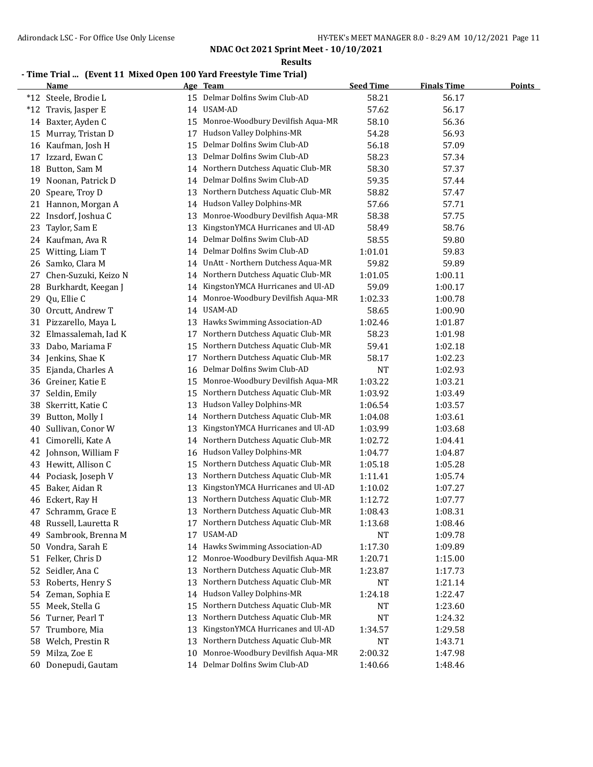**NDAC Oct 2021 Sprint Meet - 10/10/2021**

**Results**

### - Time Trial ... (Event 11 Mixed Open 100 Yard Freestyle Time Trial)

| | Name | Age | Team | Seed Time | Finals Time | Points |
|---|---|---|---|---|---|---|
| *12 | Steele, Brodie L | 15 | Delmar Dolfins Swim Club-AD | 58.21 | 56.17 | |
| *12 | Travis, Jasper E | 14 | USAM-AD | 57.62 | 56.17 | |
| 14 | Baxter, Ayden C | 15 | Monroe-Woodbury Devilfish Aqua-MR | 58.10 | 56.36 | |
| 15 | Murray, Tristan D | 17 | Hudson Valley Dolphins-MR | 54.28 | 56.93 | |
| 16 | Kaufman, Josh H | 15 | Delmar Dolfins Swim Club-AD | 56.18 | 57.09 | |
| 17 | Izzard, Ewan C | 13 | Delmar Dolfins Swim Club-AD | 58.23 | 57.34 | |
| 18 | Button, Sam M | 14 | Northern Dutchess Aquatic Club-MR | 58.30 | 57.37 | |
| 19 | Noonan, Patrick D | 14 | Delmar Dolfins Swim Club-AD | 59.35 | 57.44 | |
| 20 | Speare, Troy D | 13 | Northern Dutchess Aquatic Club-MR | 58.82 | 57.47 | |
| 21 | Hannon, Morgan A | 14 | Hudson Valley Dolphins-MR | 57.66 | 57.71 | |
| 22 | Insdorf, Joshua C | 13 | Monroe-Woodbury Devilfish Aqua-MR | 58.38 | 57.75 | |
| 23 | Taylor, Sam E | 13 | KingstonYMCA Hurricanes and Ul-AD | 58.49 | 58.76 | |
| 24 | Kaufman, Ava R | 14 | Delmar Dolfins Swim Club-AD | 58.55 | 59.80 | |
| 25 | Witting, Liam T | 14 | Delmar Dolfins Swim Club-AD | 1:01.01 | 59.83 | |
| 26 | Samko, Clara M | 14 | UnAtt - Northern Dutchess Aqua-MR | 59.82 | 59.89 | |
| 27 | Chen-Suzuki, Keizo N | 14 | Northern Dutchess Aquatic Club-MR | 1:01.05 | 1:00.11 | |
| 28 | Burkhardt, Keegan J | 14 | KingstonYMCA Hurricanes and Ul-AD | 59.09 | 1:00.17 | |
| 29 | Qu, Ellie C | 14 | Monroe-Woodbury Devilfish Aqua-MR | 1:02.33 | 1:00.78 | |
| 30 | Orcutt, Andrew T | 14 | USAM-AD | 58.65 | 1:00.90 | |
| 31 | Pizzarello, Maya L | 13 | Hawks Swimming Association-AD | 1:02.46 | 1:01.87 | |
| 32 | Elmassalemah, Iad K | 17 | Northern Dutchess Aquatic Club-MR | 58.23 | 1:01.98 | |
| 33 | Dabo, Mariama F | 15 | Northern Dutchess Aquatic Club-MR | 59.41 | 1:02.18 | |
| 34 | Jenkins, Shae K | 17 | Northern Dutchess Aquatic Club-MR | 58.17 | 1:02.23 | |
| 35 | Ejanda, Charles A | 16 | Delmar Dolfins Swim Club-AD | NT | 1:02.93 | |
| 36 | Greiner, Katie E | 15 | Monroe-Woodbury Devilfish Aqua-MR | 1:03.22 | 1:03.21 | |
| 37 | Seldin, Emily | 15 | Northern Dutchess Aquatic Club-MR | 1:03.92 | 1:03.49 | |
| 38 | Skerritt, Katie C | 13 | Hudson Valley Dolphins-MR | 1:06.54 | 1:03.57 | |
| 39 | Button, Molly I | 14 | Northern Dutchess Aquatic Club-MR | 1:04.08 | 1:03.61 | |
| 40 | Sullivan, Conor W | 13 | KingstonYMCA Hurricanes and Ul-AD | 1:03.99 | 1:03.68 | |
| 41 | Cimorelli, Kate A | 14 | Northern Dutchess Aquatic Club-MR | 1:02.72 | 1:04.41 | |
| 42 | Johnson, William F | 16 | Hudson Valley Dolphins-MR | 1:04.77 | 1:04.87 | |
| 43 | Hewitt, Allison C | 15 | Northern Dutchess Aquatic Club-MR | 1:05.18 | 1:05.28 | |
| 44 | Pociask, Joseph V | 13 | Northern Dutchess Aquatic Club-MR | 1:11.41 | 1:05.74 | |
| 45 | Baker, Aidan R | 13 | KingstonYMCA Hurricanes and Ul-AD | 1:10.02 | 1:07.27 | |
| 46 | Eckert, Ray H | 13 | Northern Dutchess Aquatic Club-MR | 1:12.72 | 1:07.77 | |
| 47 | Schramm, Grace E | 13 | Northern Dutchess Aquatic Club-MR | 1:08.43 | 1:08.31 | |
| 48 | Russell, Lauretta R | 17 | Northern Dutchess Aquatic Club-MR | 1:13.68 | 1:08.46 | |
| 49 | Sambrook, Brenna M | 17 | USAM-AD | NT | 1:09.78 | |
| 50 | Vondra, Sarah E | 14 | Hawks Swimming Association-AD | 1:17.30 | 1:09.89 | |
| 51 | Felker, Chris D | 12 | Monroe-Woodbury Devilfish Aqua-MR | 1:20.71 | 1:15.00 | |
| 52 | Seidler, Ana C | 13 | Northern Dutchess Aquatic Club-MR | 1:23.87 | 1:17.73 | |
| 53 | Roberts, Henry S | 13 | Northern Dutchess Aquatic Club-MR | NT | 1:21.14 | |
| 54 | Zeman, Sophia E | 14 | Hudson Valley Dolphins-MR | 1:24.18 | 1:22.47 | |
| 55 | Meek, Stella G | 15 | Northern Dutchess Aquatic Club-MR | NT | 1:23.60 | |
| 56 | Turner, Pearl T | 13 | Northern Dutchess Aquatic Club-MR | NT | 1:24.32 | |
| 57 | Trumbore, Mia | 13 | KingstonYMCA Hurricanes and Ul-AD | 1:34.57 | 1:29.58 | |
| 58 | Welch, Prestin R | 13 | Northern Dutchess Aquatic Club-MR | NT | 1:43.71 | |
| 59 | Milza, Zoe E | 10 | Monroe-Woodbury Devilfish Aqua-MR | 2:00.32 | 1:47.98 | |
| 60 | Donepudi, Gautam | 14 | Delmar Dolfins Swim Club-AD | 1:40.66 | 1:48.46 | |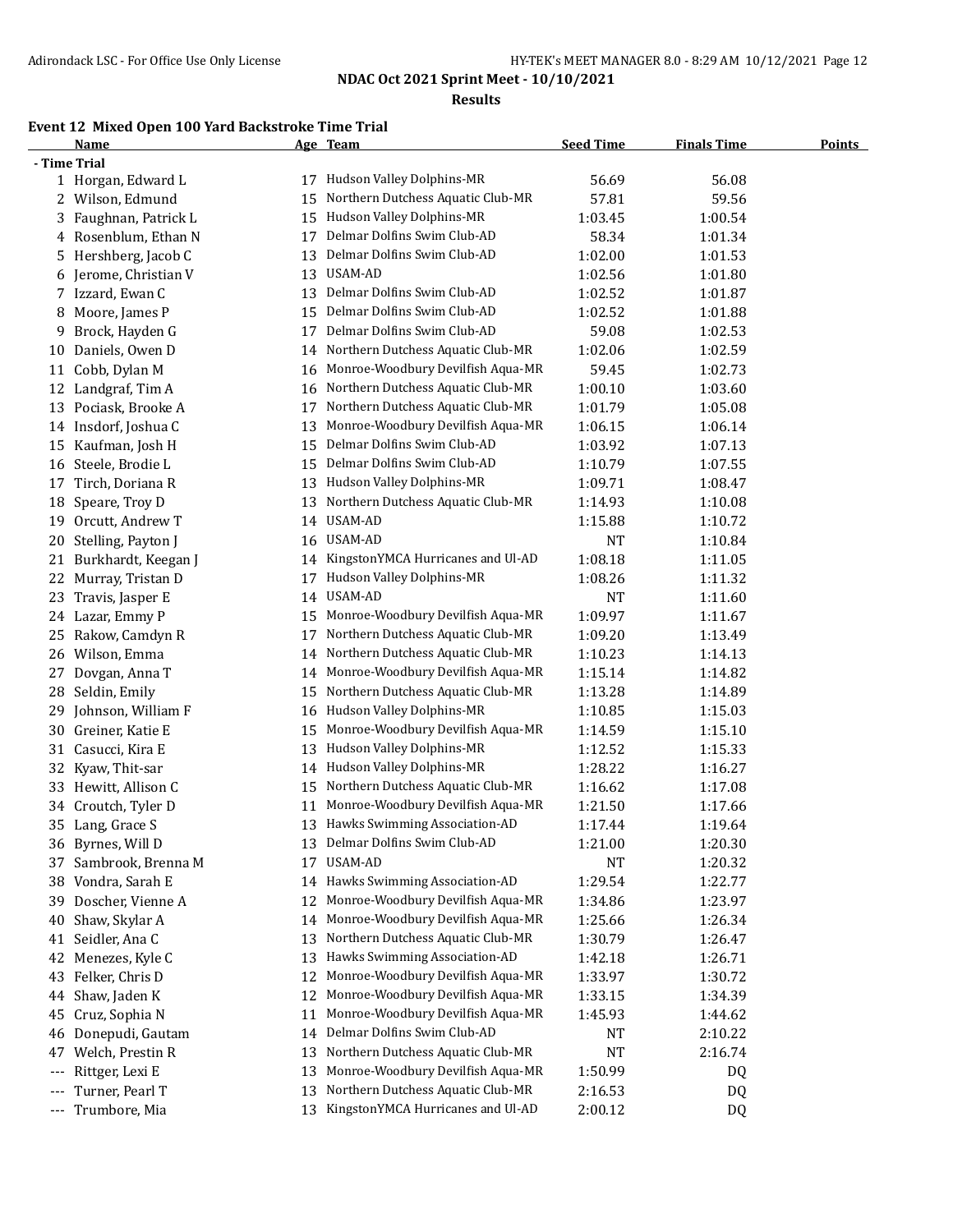**NDAC Oct 2021 Sprint Meet - 10/10/2021**

**Results**

### Event 12 Mixed Open 100 Yard Backstroke Time Trial

| | Name | Age | Team | Seed Time | Finals Time | Points |
|---|---|---|---|---|---|---|
| **- Time Trial** | | | | | | |
| 1 | Horgan, Edward L | 17 | Hudson Valley Dolphins-MR | 56.69 | 56.08 | |
| 2 | Wilson, Edmund | 15 | Northern Dutchess Aquatic Club-MR | 57.81 | 59.56 | |
| 3 | Faughnan, Patrick L | 15 | Hudson Valley Dolphins-MR | 1:03.45 | 1:00.54 | |
| 4 | Rosenblum, Ethan N | 17 | Delmar Dolfins Swim Club-AD | 58.34 | 1:01.34 | |
| 5 | Hershberg, Jacob C | 13 | Delmar Dolfins Swim Club-AD | 1:02.00 | 1:01.53 | |
| 6 | Jerome, Christian V | 13 | USAM-AD | 1:02.56 | 1:01.80 | |
| 7 | Izzard, Ewan C | 13 | Delmar Dolfins Swim Club-AD | 1:02.52 | 1:01.87 | |
| 8 | Moore, James P | 15 | Delmar Dolfins Swim Club-AD | 1:02.52 | 1:01.88 | |
| 9 | Brock, Hayden G | 17 | Delmar Dolfins Swim Club-AD | 59.08 | 1:02.53 | |
| 10 | Daniels, Owen D | 14 | Northern Dutchess Aquatic Club-MR | 1:02.06 | 1:02.59 | |
| 11 | Cobb, Dylan M | 16 | Monroe-Woodbury Devilfish Aqua-MR | 59.45 | 1:02.73 | |
| 12 | Landgraf, Tim A | 16 | Northern Dutchess Aquatic Club-MR | 1:00.10 | 1:03.60 | |
| 13 | Pociask, Brooke A | 17 | Northern Dutchess Aquatic Club-MR | 1:01.79 | 1:05.08 | |
| 14 | Insdorf, Joshua C | 13 | Monroe-Woodbury Devilfish Aqua-MR | 1:06.15 | 1:06.14 | |
| 15 | Kaufman, Josh H | 15 | Delmar Dolfins Swim Club-AD | 1:03.92 | 1:07.13 | |
| 16 | Steele, Brodie L | 15 | Delmar Dolfins Swim Club-AD | 1:10.79 | 1:07.55 | |
| 17 | Tirch, Doriana R | 13 | Hudson Valley Dolphins-MR | 1:09.71 | 1:08.47 | |
| 18 | Speare, Troy D | 13 | Northern Dutchess Aquatic Club-MR | 1:14.93 | 1:10.08 | |
| 19 | Orcutt, Andrew T | 14 | USAM-AD | 1:15.88 | 1:10.72 | |
| 20 | Stelling, Payton J | 16 | USAM-AD | NT | 1:10.84 | |
| 21 | Burkhardt, Keegan J | 14 | KingstonYMCA Hurricanes and Ul-AD | 1:08.18 | 1:11.05 | |
| 22 | Murray, Tristan D | 17 | Hudson Valley Dolphins-MR | 1:08.26 | 1:11.32 | |
| 23 | Travis, Jasper E | 14 | USAM-AD | NT | 1:11.60 | |
| 24 | Lazar, Emmy P | 15 | Monroe-Woodbury Devilfish Aqua-MR | 1:09.97 | 1:11.67 | |
| 25 | Rakow, Camdyn R | 17 | Northern Dutchess Aquatic Club-MR | 1:09.20 | 1:13.49 | |
| 26 | Wilson, Emma | 14 | Northern Dutchess Aquatic Club-MR | 1:10.23 | 1:14.13 | |
| 27 | Dovgan, Anna T | 14 | Monroe-Woodbury Devilfish Aqua-MR | 1:15.14 | 1:14.82 | |
| 28 | Seldin, Emily | 15 | Northern Dutchess Aquatic Club-MR | 1:13.28 | 1:14.89 | |
| 29 | Johnson, William F | 16 | Hudson Valley Dolphins-MR | 1:10.85 | 1:15.03 | |
| 30 | Greiner, Katie E | 15 | Monroe-Woodbury Devilfish Aqua-MR | 1:14.59 | 1:15.10 | |
| 31 | Casucci, Kira E | 13 | Hudson Valley Dolphins-MR | 1:12.52 | 1:15.33 | |
| 32 | Kyaw, Thit-sar | 14 | Hudson Valley Dolphins-MR | 1:28.22 | 1:16.27 | |
| 33 | Hewitt, Allison C | 15 | Northern Dutchess Aquatic Club-MR | 1:16.62 | 1:17.08 | |
| 34 | Croutch, Tyler D | 11 | Monroe-Woodbury Devilfish Aqua-MR | 1:21.50 | 1:17.66 | |
| 35 | Lang, Grace S | 13 | Hawks Swimming Association-AD | 1:17.44 | 1:19.64 | |
| 36 | Byrnes, Will D | 13 | Delmar Dolfins Swim Club-AD | 1:21.00 | 1:20.30 | |
| 37 | Sambrook, Brenna M | 17 | USAM-AD | NT | 1:20.32 | |
| 38 | Vondra, Sarah E | 14 | Hawks Swimming Association-AD | 1:29.54 | 1:22.77 | |
| 39 | Doscher, Vienne A | 12 | Monroe-Woodbury Devilfish Aqua-MR | 1:34.86 | 1:23.97 | |
| 40 | Shaw, Skylar A | 14 | Monroe-Woodbury Devilfish Aqua-MR | 1:25.66 | 1:26.34 | |
| 41 | Seidler, Ana C | 13 | Northern Dutchess Aquatic Club-MR | 1:30.79 | 1:26.47 | |
| 42 | Menezes, Kyle C | 13 | Hawks Swimming Association-AD | 1:42.18 | 1:26.71 | |
| 43 | Felker, Chris D | 12 | Monroe-Woodbury Devilfish Aqua-MR | 1:33.97 | 1:30.72 | |
| 44 | Shaw, Jaden K | 12 | Monroe-Woodbury Devilfish Aqua-MR | 1:33.15 | 1:34.39 | |
| 45 | Cruz, Sophia N | 11 | Monroe-Woodbury Devilfish Aqua-MR | 1:45.93 | 1:44.62 | |
| 46 | Donepudi, Gautam | 14 | Delmar Dolfins Swim Club-AD | NT | 2:10.22 | |
| 47 | Welch, Prestin R | 13 | Northern Dutchess Aquatic Club-MR | NT | 2:16.74 | |
| --- | Rittger, Lexi E | 13 | Monroe-Woodbury Devilfish Aqua-MR | 1:50.99 | DQ | |
| --- | Turner, Pearl T | 13 | Northern Dutchess Aquatic Club-MR | 2:16.53 | DQ | |
| --- | Trumbore, Mia | 13 | KingstonYMCA Hurricanes and Ul-AD | 2:00.12 | DQ | |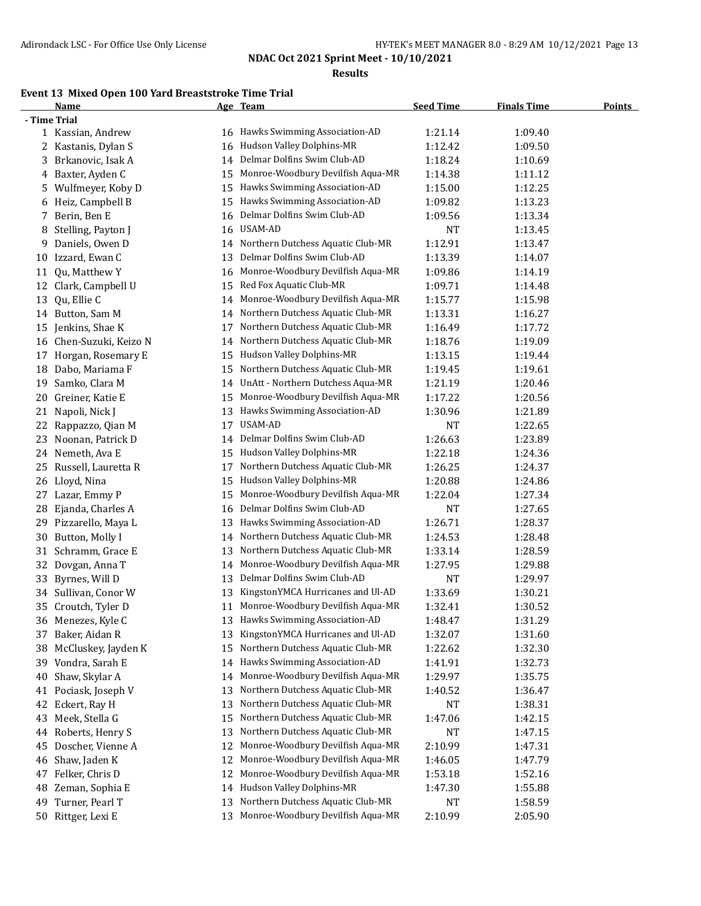**NDAC Oct 2021 Sprint Meet - 10/10/2021**

**Results**

### Event 13 Mixed Open 100 Yard Breaststroke Time Trial

| | Name | Age | Team | Seed Time | Finals Time | Points |
|---|---|---|---|---|---|---|
| **- Time Trial** | | | | | | |
| 1 | Kassian, Andrew | 16 | Hawks Swimming Association-AD | 1:21.14 | 1:09.40 | |
| 2 | Kastanis, Dylan S | 16 | Hudson Valley Dolphins-MR | 1:12.42 | 1:09.50 | |
| 3 | Brkanovic, Isak A | 14 | Delmar Dolfins Swim Club-AD | 1:18.24 | 1:10.69 | |
| 4 | Baxter, Ayden C | 15 | Monroe-Woodbury Devilfish Aqua-MR | 1:14.38 | 1:11.12 | |
| 5 | Wulfmeyer, Koby D | 15 | Hawks Swimming Association-AD | 1:15.00 | 1:12.25 | |
| 6 | Heiz, Campbell B | 15 | Hawks Swimming Association-AD | 1:09.82 | 1:13.23 | |
| 7 | Berin, Ben E | 16 | Delmar Dolfins Swim Club-AD | 1:09.56 | 1:13.34 | |
| 8 | Stelling, Payton J | 16 | USAM-AD | NT | 1:13.45 | |
| 9 | Daniels, Owen D | 14 | Northern Dutchess Aquatic Club-MR | 1:12.91 | 1:13.47 | |
| 10 | Izzard, Ewan C | 13 | Delmar Dolfins Swim Club-AD | 1:13.39 | 1:14.07 | |
| 11 | Qu, Matthew Y | 16 | Monroe-Woodbury Devilfish Aqua-MR | 1:09.86 | 1:14.19 | |
| 12 | Clark, Campbell U | 15 | Red Fox Aquatic Club-MR | 1:09.71 | 1:14.48 | |
| 13 | Qu, Ellie C | 14 | Monroe-Woodbury Devilfish Aqua-MR | 1:15.77 | 1:15.98 | |
| 14 | Button, Sam M | 14 | Northern Dutchess Aquatic Club-MR | 1:13.31 | 1:16.27 | |
| 15 | Jenkins, Shae K | 17 | Northern Dutchess Aquatic Club-MR | 1:16.49 | 1:17.72 | |
| 16 | Chen-Suzuki, Keizo N | 14 | Northern Dutchess Aquatic Club-MR | 1:18.76 | 1:19.09 | |
| 17 | Horgan, Rosemary E | 15 | Hudson Valley Dolphins-MR | 1:13.15 | 1:19.44 | |
| 18 | Dabo, Mariama F | 15 | Northern Dutchess Aquatic Club-MR | 1:19.45 | 1:19.61 | |
| 19 | Samko, Clara M | 14 | UnAtt - Northern Dutchess Aqua-MR | 1:21.19 | 1:20.46 | |
| 20 | Greiner, Katie E | 15 | Monroe-Woodbury Devilfish Aqua-MR | 1:17.22 | 1:20.56 | |
| 21 | Napoli, Nick J | 13 | Hawks Swimming Association-AD | 1:30.96 | 1:21.89 | |
| 22 | Rappazzo, Qian M | 17 | USAM-AD | NT | 1:22.65 | |
| 23 | Noonan, Patrick D | 14 | Delmar Dolfins Swim Club-AD | 1:26.63 | 1:23.89 | |
| 24 | Nemeth, Ava E | 15 | Hudson Valley Dolphins-MR | 1:22.18 | 1:24.36 | |
| 25 | Russell, Lauretta R | 17 | Northern Dutchess Aquatic Club-MR | 1:26.25 | 1:24.37 | |
| 26 | Lloyd, Nina | 15 | Hudson Valley Dolphins-MR | 1:20.88 | 1:24.86 | |
| 27 | Lazar, Emmy P | 15 | Monroe-Woodbury Devilfish Aqua-MR | 1:22.04 | 1:27.34 | |
| 28 | Ejanda, Charles A | 16 | Delmar Dolfins Swim Club-AD | NT | 1:27.65 | |
| 29 | Pizzarello, Maya L | 13 | Hawks Swimming Association-AD | 1:26.71 | 1:28.37 | |
| 30 | Button, Molly I | 14 | Northern Dutchess Aquatic Club-MR | 1:24.53 | 1:28.48 | |
| 31 | Schramm, Grace E | 13 | Northern Dutchess Aquatic Club-MR | 1:33.14 | 1:28.59 | |
| 32 | Dovgan, Anna T | 14 | Monroe-Woodbury Devilfish Aqua-MR | 1:27.95 | 1:29.88 | |
| 33 | Byrnes, Will D | 13 | Delmar Dolfins Swim Club-AD | NT | 1:29.97 | |
| 34 | Sullivan, Conor W | 13 | KingstonYMCA Hurricanes and Ul-AD | 1:33.69 | 1:30.21 | |
| 35 | Croutch, Tyler D | 11 | Monroe-Woodbury Devilfish Aqua-MR | 1:32.41 | 1:30.52 | |
| 36 | Menezes, Kyle C | 13 | Hawks Swimming Association-AD | 1:48.47 | 1:31.29 | |
| 37 | Baker, Aidan R | 13 | KingstonYMCA Hurricanes and Ul-AD | 1:32.07 | 1:31.60 | |
| 38 | McCluskey, Jayden K | 15 | Northern Dutchess Aquatic Club-MR | 1:22.62 | 1:32.30 | |
| 39 | Vondra, Sarah E | 14 | Hawks Swimming Association-AD | 1:41.91 | 1:32.73 | |
| 40 | Shaw, Skylar A | 14 | Monroe-Woodbury Devilfish Aqua-MR | 1:29.97 | 1:35.75 | |
| 41 | Pociask, Joseph V | 13 | Northern Dutchess Aquatic Club-MR | 1:40.52 | 1:36.47 | |
| 42 | Eckert, Ray H | 13 | Northern Dutchess Aquatic Club-MR | NT | 1:38.31 | |
| 43 | Meek, Stella G | 15 | Northern Dutchess Aquatic Club-MR | 1:47.06 | 1:42.15 | |
| 44 | Roberts, Henry S | 13 | Northern Dutchess Aquatic Club-MR | NT | 1:47.15 | |
| 45 | Doscher, Vienne A | 12 | Monroe-Woodbury Devilfish Aqua-MR | 2:10.99 | 1:47.31 | |
| 46 | Shaw, Jaden K | 12 | Monroe-Woodbury Devilfish Aqua-MR | 1:46.05 | 1:47.79 | |
| 47 | Felker, Chris D | 12 | Monroe-Woodbury Devilfish Aqua-MR | 1:53.18 | 1:52.16 | |
| 48 | Zeman, Sophia E | 14 | Hudson Valley Dolphins-MR | 1:47.30 | 1:55.88 | |
| 49 | Turner, Pearl T | 13 | Northern Dutchess Aquatic Club-MR | NT | 1:58.59 | |
| 50 | Rittger, Lexi E | 13 | Monroe-Woodbury Devilfish Aqua-MR | 2:10.99 | 2:05.90 | |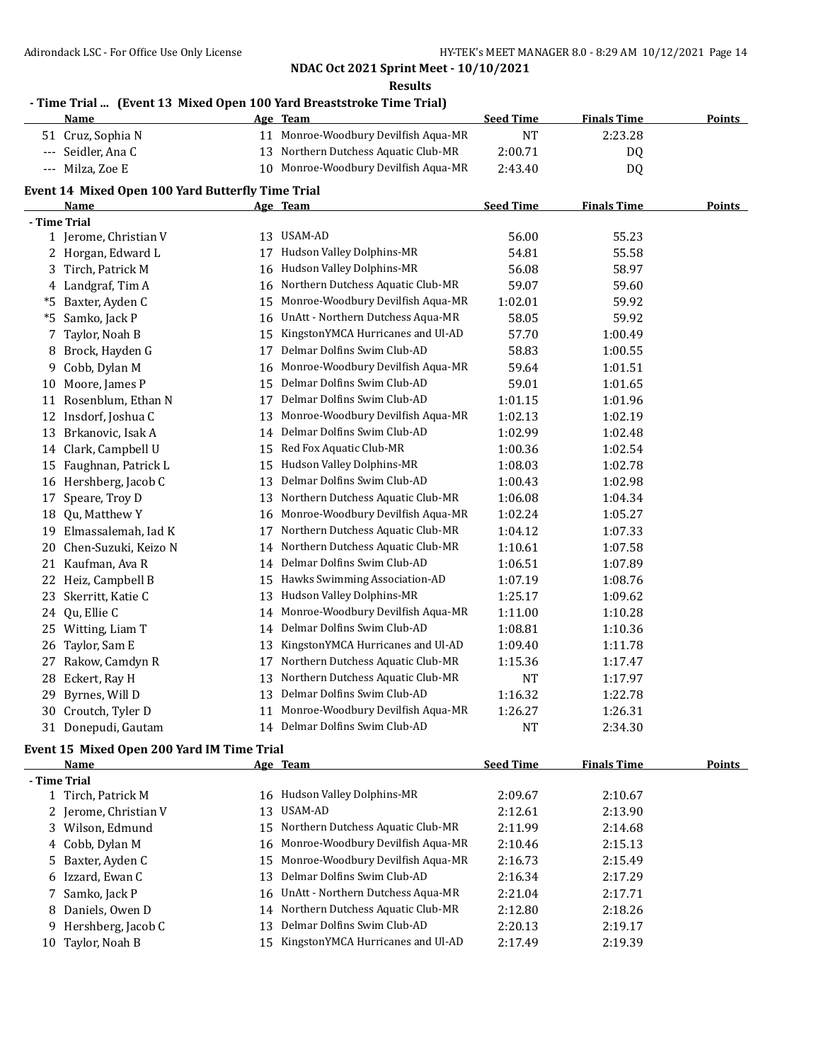## NDAC Oct 2021 Sprint Meet - 10/10/2021

### Results

### - Time Trial ... (Event 13 Mixed Open 100 Yard Breaststroke Time Trial)

| | Name | Age | Team | Seed Time | Finals Time | Points |
|---|---|---|---|---|---|---|
| 51 | Cruz, Sophia N | 11 | Monroe-Woodbury Devilfish Aqua-MR | NT | 2:23.28 | |
| --- | Seidler, Ana C | 13 | Northern Dutchess Aquatic Club-MR | 2:00.71 | DQ | |
| --- | Milza, Zoe E | 10 | Monroe-Woodbury Devilfish Aqua-MR | 2:43.40 | DQ | |

### Event 14 Mixed Open 100 Yard Butterfly Time Trial

| | Name | Age | Team | Seed Time | Finals Time | Points |
|---|---|---|---|---|---|---|
| **- Time Trial** | | | | | | |
| 1 | Jerome, Christian V | 13 | USAM-AD | 56.00 | 55.23 | |
| 2 | Horgan, Edward L | 17 | Hudson Valley Dolphins-MR | 54.81 | 55.58 | |
| 3 | Tirch, Patrick M | 16 | Hudson Valley Dolphins-MR | 56.08 | 58.97 | |
| 4 | Landgraf, Tim A | 16 | Northern Dutchess Aquatic Club-MR | 59.07 | 59.60 | |
| *5 | Baxter, Ayden C | 15 | Monroe-Woodbury Devilfish Aqua-MR | 1:02.01 | 59.92 | |
| *5 | Samko, Jack P | 16 | UnAtt - Northern Dutchess Aqua-MR | 58.05 | 59.92 | |
| 7 | Taylor, Noah B | 15 | KingstonYMCA Hurricanes and Ul-AD | 57.70 | 1:00.49 | |
| 8 | Brock, Hayden G | 17 | Delmar Dolfins Swim Club-AD | 58.83 | 1:00.55 | |
| 9 | Cobb, Dylan M | 16 | Monroe-Woodbury Devilfish Aqua-MR | 59.64 | 1:01.51 | |
| 10 | Moore, James P | 15 | Delmar Dolfins Swim Club-AD | 59.01 | 1:01.65 | |
| 11 | Rosenblum, Ethan N | 17 | Delmar Dolfins Swim Club-AD | 1:01.15 | 1:01.96 | |
| 12 | Insdorf, Joshua C | 13 | Monroe-Woodbury Devilfish Aqua-MR | 1:02.13 | 1:02.19 | |
| 13 | Brkanovic, Isak A | 14 | Delmar Dolfins Swim Club-AD | 1:02.99 | 1:02.48 | |
| 14 | Clark, Campbell U | 15 | Red Fox Aquatic Club-MR | 1:00.36 | 1:02.54 | |
| 15 | Faughnan, Patrick L | 15 | Hudson Valley Dolphins-MR | 1:08.03 | 1:02.78 | |
| 16 | Hershberg, Jacob C | 13 | Delmar Dolfins Swim Club-AD | 1:00.43 | 1:02.98 | |
| 17 | Speare, Troy D | 13 | Northern Dutchess Aquatic Club-MR | 1:06.08 | 1:04.34 | |
| 18 | Qu, Matthew Y | 16 | Monroe-Woodbury Devilfish Aqua-MR | 1:02.24 | 1:05.27 | |
| 19 | Elmassalemah, Iad K | 17 | Northern Dutchess Aquatic Club-MR | 1:04.12 | 1:07.33 | |
| 20 | Chen-Suzuki, Keizo N | 14 | Northern Dutchess Aquatic Club-MR | 1:10.61 | 1:07.58 | |
| 21 | Kaufman, Ava R | 14 | Delmar Dolfins Swim Club-AD | 1:06.51 | 1:07.89 | |
| 22 | Heiz, Campbell B | 15 | Hawks Swimming Association-AD | 1:07.19 | 1:08.76 | |
| 23 | Skerritt, Katie C | 13 | Hudson Valley Dolphins-MR | 1:25.17 | 1:09.62 | |
| 24 | Qu, Ellie C | 14 | Monroe-Woodbury Devilfish Aqua-MR | 1:11.00 | 1:10.28 | |
| 25 | Witting, Liam T | 14 | Delmar Dolfins Swim Club-AD | 1:08.81 | 1:10.36 | |
| 26 | Taylor, Sam E | 13 | KingstonYMCA Hurricanes and Ul-AD | 1:09.40 | 1:11.78 | |
| 27 | Rakow, Camdyn R | 17 | Northern Dutchess Aquatic Club-MR | 1:15.36 | 1:17.47 | |
| 28 | Eckert, Ray H | 13 | Northern Dutchess Aquatic Club-MR | NT | 1:17.97 | |
| 29 | Byrnes, Will D | 13 | Delmar Dolfins Swim Club-AD | 1:16.32 | 1:22.78 | |
| 30 | Croutch, Tyler D | 11 | Monroe-Woodbury Devilfish Aqua-MR | 1:26.27 | 1:26.31 | |
| 31 | Donepudi, Gautam | 14 | Delmar Dolfins Swim Club-AD | NT | 2:34.30 | |

### Event 15 Mixed Open 200 Yard IM Time Trial

| | Name | Age | Team | Seed Time | Finals Time | Points |
|---|---|---|---|---|---|---|
| **- Time Trial** | | | | | | |
| 1 | Tirch, Patrick M | 16 | Hudson Valley Dolphins-MR | 2:09.67 | 2:10.67 | |
| 2 | Jerome, Christian V | 13 | USAM-AD | 2:12.61 | 2:13.90 | |
| 3 | Wilson, Edmund | 15 | Northern Dutchess Aquatic Club-MR | 2:11.99 | 2:14.68 | |
| 4 | Cobb, Dylan M | 16 | Monroe-Woodbury Devilfish Aqua-MR | 2:10.46 | 2:15.13 | |
| 5 | Baxter, Ayden C | 15 | Monroe-Woodbury Devilfish Aqua-MR | 2:16.73 | 2:15.49 | |
| 6 | Izzard, Ewan C | 13 | Delmar Dolfins Swim Club-AD | 2:16.34 | 2:17.29 | |
| 7 | Samko, Jack P | 16 | UnAtt - Northern Dutchess Aqua-MR | 2:21.04 | 2:17.71 | |
| 8 | Daniels, Owen D | 14 | Northern Dutchess Aquatic Club-MR | 2:12.80 | 2:18.26 | |
| 9 | Hershberg, Jacob C | 13 | Delmar Dolfins Swim Club-AD | 2:20.13 | 2:19.17 | |
| 10 | Taylor, Noah B | 15 | KingstonYMCA Hurricanes and Ul-AD | 2:17.49 | 2:19.39 | |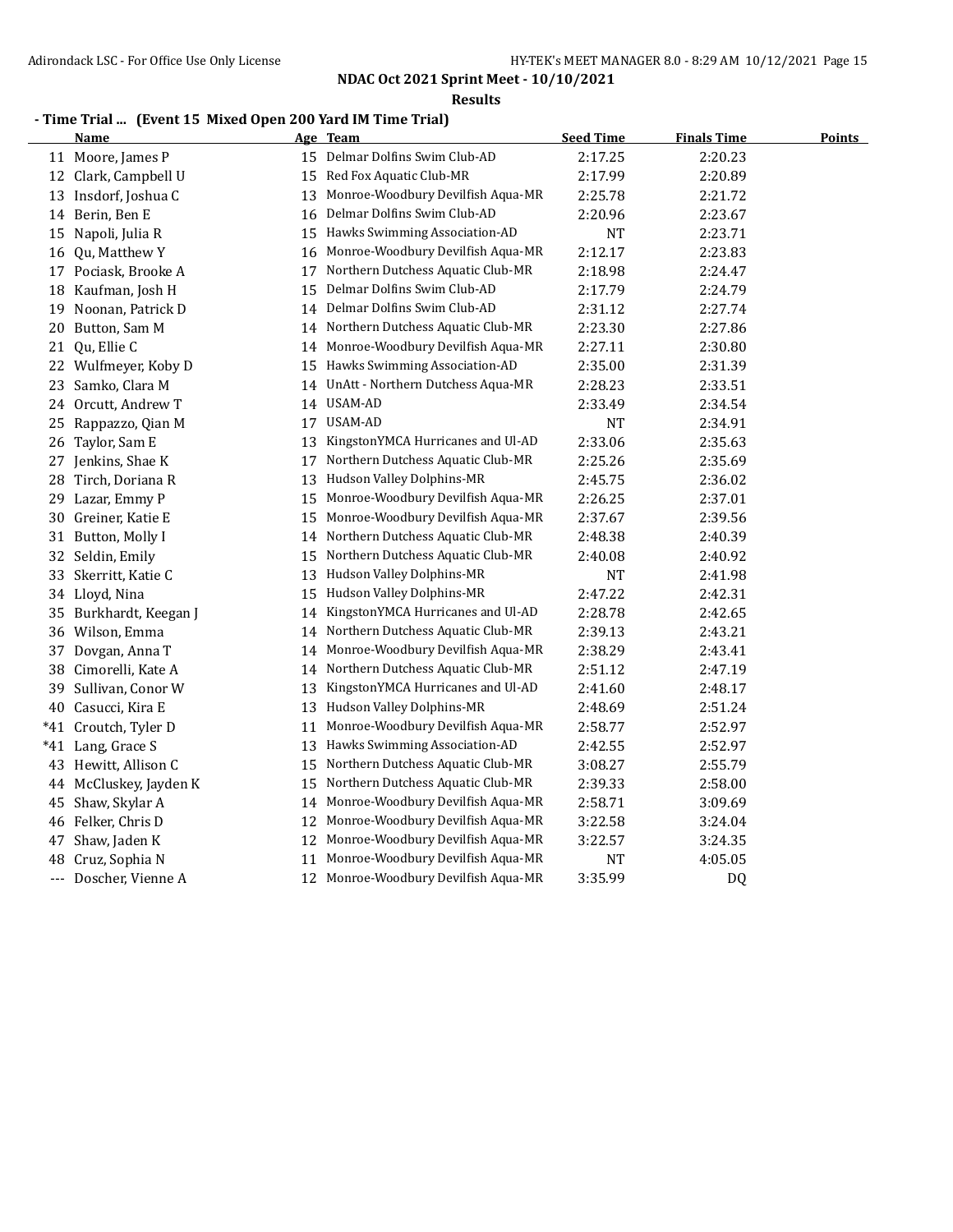**NDAC Oct 2021 Sprint Meet - 10/10/2021**

**Results**

### - Time Trial ... (Event 15 Mixed Open 200 Yard IM Time Trial)

| | Name | Age | Team | Seed Time | Finals Time | Points |
|---|---|---|---|---|---|---|
| 11 | Moore, James P | 15 | Delmar Dolfins Swim Club-AD | 2:17.25 | 2:20.23 | |
| 12 | Clark, Campbell U | 15 | Red Fox Aquatic Club-MR | 2:17.99 | 2:20.89 | |
| 13 | Insdorf, Joshua C | 13 | Monroe-Woodbury Devilfish Aqua-MR | 2:25.78 | 2:21.72 | |
| 14 | Berin, Ben E | 16 | Delmar Dolfins Swim Club-AD | 2:20.96 | 2:23.67 | |
| 15 | Napoli, Julia R | 15 | Hawks Swimming Association-AD | NT | 2:23.71 | |
| 16 | Qu, Matthew Y | 16 | Monroe-Woodbury Devilfish Aqua-MR | 2:12.17 | 2:23.83 | |
| 17 | Pociask, Brooke A | 17 | Northern Dutchess Aquatic Club-MR | 2:18.98 | 2:24.47 | |
| 18 | Kaufman, Josh H | 15 | Delmar Dolfins Swim Club-AD | 2:17.79 | 2:24.79 | |
| 19 | Noonan, Patrick D | 14 | Delmar Dolfins Swim Club-AD | 2:31.12 | 2:27.74 | |
| 20 | Button, Sam M | 14 | Northern Dutchess Aquatic Club-MR | 2:23.30 | 2:27.86 | |
| 21 | Qu, Ellie C | 14 | Monroe-Woodbury Devilfish Aqua-MR | 2:27.11 | 2:30.80 | |
| 22 | Wulfmeyer, Koby D | 15 | Hawks Swimming Association-AD | 2:35.00 | 2:31.39 | |
| 23 | Samko, Clara M | 14 | UnAtt - Northern Dutchess Aqua-MR | 2:28.23 | 2:33.51 | |
| 24 | Orcutt, Andrew T | 14 | USAM-AD | 2:33.49 | 2:34.54 | |
| 25 | Rappazzo, Qian M | 17 | USAM-AD | NT | 2:34.91 | |
| 26 | Taylor, Sam E | 13 | KingstonYMCA Hurricanes and Ul-AD | 2:33.06 | 2:35.63 | |
| 27 | Jenkins, Shae K | 17 | Northern Dutchess Aquatic Club-MR | 2:25.26 | 2:35.69 | |
| 28 | Tirch, Doriana R | 13 | Hudson Valley Dolphins-MR | 2:45.75 | 2:36.02 | |
| 29 | Lazar, Emmy P | 15 | Monroe-Woodbury Devilfish Aqua-MR | 2:26.25 | 2:37.01 | |
| 30 | Greiner, Katie E | 15 | Monroe-Woodbury Devilfish Aqua-MR | 2:37.67 | 2:39.56 | |
| 31 | Button, Molly I | 14 | Northern Dutchess Aquatic Club-MR | 2:48.38 | 2:40.39 | |
| 32 | Seldin, Emily | 15 | Northern Dutchess Aquatic Club-MR | 2:40.08 | 2:40.92 | |
| 33 | Skerritt, Katie C | 13 | Hudson Valley Dolphins-MR | NT | 2:41.98 | |
| 34 | Lloyd, Nina | 15 | Hudson Valley Dolphins-MR | 2:47.22 | 2:42.31 | |
| 35 | Burkhardt, Keegan J | 14 | KingstonYMCA Hurricanes and Ul-AD | 2:28.78 | 2:42.65 | |
| 36 | Wilson, Emma | 14 | Northern Dutchess Aquatic Club-MR | 2:39.13 | 2:43.21 | |
| 37 | Dovgan, Anna T | 14 | Monroe-Woodbury Devilfish Aqua-MR | 2:38.29 | 2:43.41 | |
| 38 | Cimorelli, Kate A | 14 | Northern Dutchess Aquatic Club-MR | 2:51.12 | 2:47.19 | |
| 39 | Sullivan, Conor W | 13 | KingstonYMCA Hurricanes and Ul-AD | 2:41.60 | 2:48.17 | |
| 40 | Casucci, Kira E | 13 | Hudson Valley Dolphins-MR | 2:48.69 | 2:51.24 | |
| *41 | Croutch, Tyler D | 11 | Monroe-Woodbury Devilfish Aqua-MR | 2:58.77 | 2:52.97 | |
| *41 | Lang, Grace S | 13 | Hawks Swimming Association-AD | 2:42.55 | 2:52.97 | |
| 43 | Hewitt, Allison C | 15 | Northern Dutchess Aquatic Club-MR | 3:08.27 | 2:55.79 | |
| 44 | McCluskey, Jayden K | 15 | Northern Dutchess Aquatic Club-MR | 2:39.33 | 2:58.00 | |
| 45 | Shaw, Skylar A | 14 | Monroe-Woodbury Devilfish Aqua-MR | 2:58.71 | 3:09.69 | |
| 46 | Felker, Chris D | 12 | Monroe-Woodbury Devilfish Aqua-MR | 3:22.58 | 3:24.04 | |
| 47 | Shaw, Jaden K | 12 | Monroe-Woodbury Devilfish Aqua-MR | 3:22.57 | 3:24.35 | |
| 48 | Cruz, Sophia N | 11 | Monroe-Woodbury Devilfish Aqua-MR | NT | 4:05.05 | |
| --- | Doscher, Vienne A | 12 | Monroe-Woodbury Devilfish Aqua-MR | 3:35.99 | DQ | |